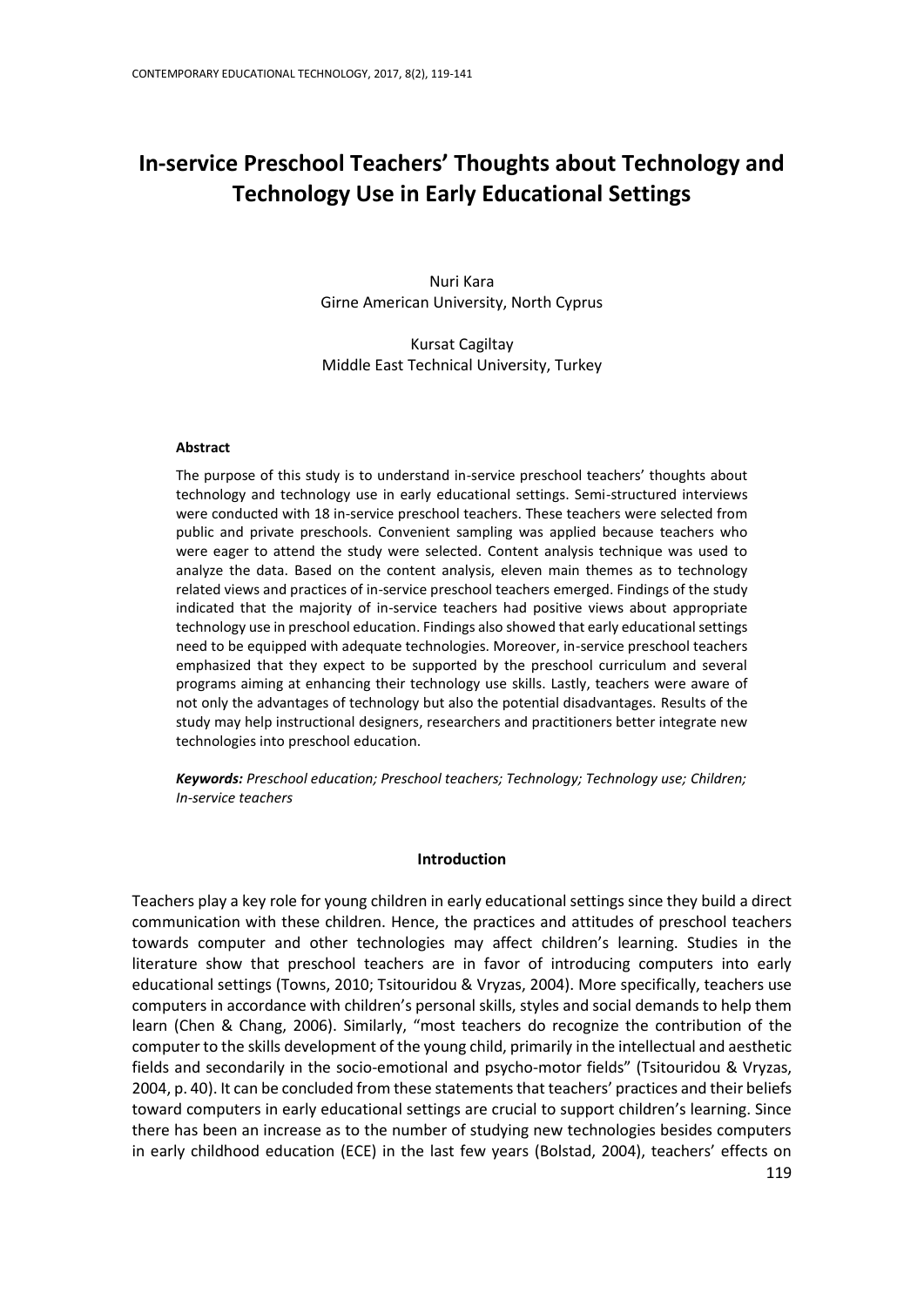# In-service Preschool Teachers' Thoughts about Technology and Technology Use in Early Educational Settings

Nuri Kara
Girne American University, North Cyprus

Kursat Cagiltay
Middle East Technical University, Turkey

### Abstract

The purpose of this study is to understand in-service preschool teachers' thoughts about technology and technology use in early educational settings. Semi-structured interviews were conducted with 18 in-service preschool teachers. These teachers were selected from public and private preschools. Convenient sampling was applied because teachers who were eager to attend the study were selected. Content analysis technique was used to analyze the data. Based on the content analysis, eleven main themes as to technology related views and practices of in-service preschool teachers emerged. Findings of the study indicated that the majority of in-service teachers had positive views about appropriate technology use in preschool education. Findings also showed that early educational settings need to be equipped with adequate technologies. Moreover, in-service preschool teachers emphasized that they expect to be supported by the preschool curriculum and several programs aiming at enhancing their technology use skills. Lastly, teachers were aware of not only the advantages of technology but also the potential disadvantages. Results of the study may help instructional designers, researchers and practitioners better integrate new technologies into preschool education.

***Keywords:*** *Preschool education; Preschool teachers; Technology; Technology use; Children; In-service teachers*

## Introduction

Teachers play a key role for young children in early educational settings since they build a direct communication with these children. Hence, the practices and attitudes of preschool teachers towards computer and other technologies may affect children's learning. Studies in the literature show that preschool teachers are in favor of introducing computers into early educational settings (Towns, 2010; Tsitouridou & Vryzas, 2004). More specifically, teachers use computers in accordance with children's personal skills, styles and social demands to help them learn (Chen & Chang, 2006). Similarly, "most teachers do recognize the contribution of the computer to the skills development of the young child, primarily in the intellectual and aesthetic fields and secondarily in the socio-emotional and psycho-motor fields" (Tsitouridou & Vryzas, 2004, p. 40). It can be concluded from these statements that teachers' practices and their beliefs toward computers in early educational settings are crucial to support children's learning. Since there has been an increase as to the number of studying new technologies besides computers in early childhood education (ECE) in the last few years (Bolstad, 2004), teachers' effects on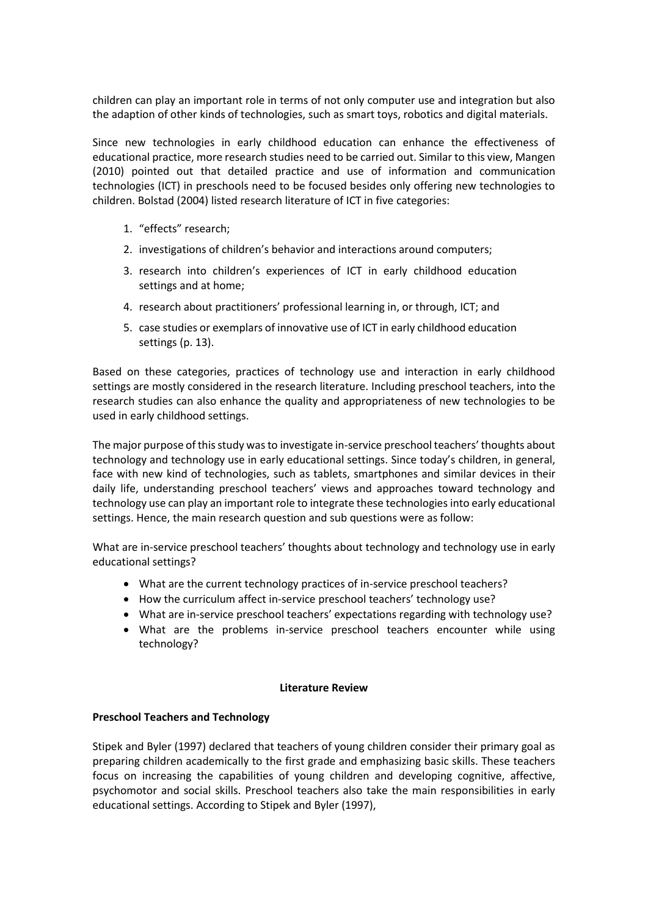children can play an important role in terms of not only computer use and integration but also the adaption of other kinds of technologies, such as smart toys, robotics and digital materials.

Since new technologies in early childhood education can enhance the effectiveness of educational practice, more research studies need to be carried out. Similar to this view, Mangen (2010) pointed out that detailed practice and use of information and communication technologies (ICT) in preschools need to be focused besides only offering new technologies to children. Bolstad (2004) listed research literature of ICT in five categories:

1. "effects" research;
2. investigations of children's behavior and interactions around computers;
3. research into children's experiences of ICT in early childhood education settings and at home;
4. research about practitioners' professional learning in, or through, ICT; and
5. case studies or exemplars of innovative use of ICT in early childhood education settings (p. 13).

Based on these categories, practices of technology use and interaction in early childhood settings are mostly considered in the research literature. Including preschool teachers, into the research studies can also enhance the quality and appropriateness of new technologies to be used in early childhood settings.

The major purpose of this study was to investigate in-service preschool teachers' thoughts about technology and technology use in early educational settings. Since today's children, in general, face with new kind of technologies, such as tablets, smartphones and similar devices in their daily life, understanding preschool teachers' views and approaches toward technology and technology use can play an important role to integrate these technologies into early educational settings. Hence, the main research question and sub questions were as follow:

What are in-service preschool teachers' thoughts about technology and technology use in early educational settings?

- What are the current technology practices of in-service preschool teachers?
- How the curriculum affect in-service preschool teachers' technology use?
- What are in-service preschool teachers' expectations regarding with technology use?
- What are the problems in-service preschool teachers encounter while using technology?

## Literature Review

### Preschool Teachers and Technology

Stipek and Byler (1997) declared that teachers of young children consider their primary goal as preparing children academically to the first grade and emphasizing basic skills. These teachers focus on increasing the capabilities of young children and developing cognitive, affective, psychomotor and social skills. Preschool teachers also take the main responsibilities in early educational settings. According to Stipek and Byler (1997),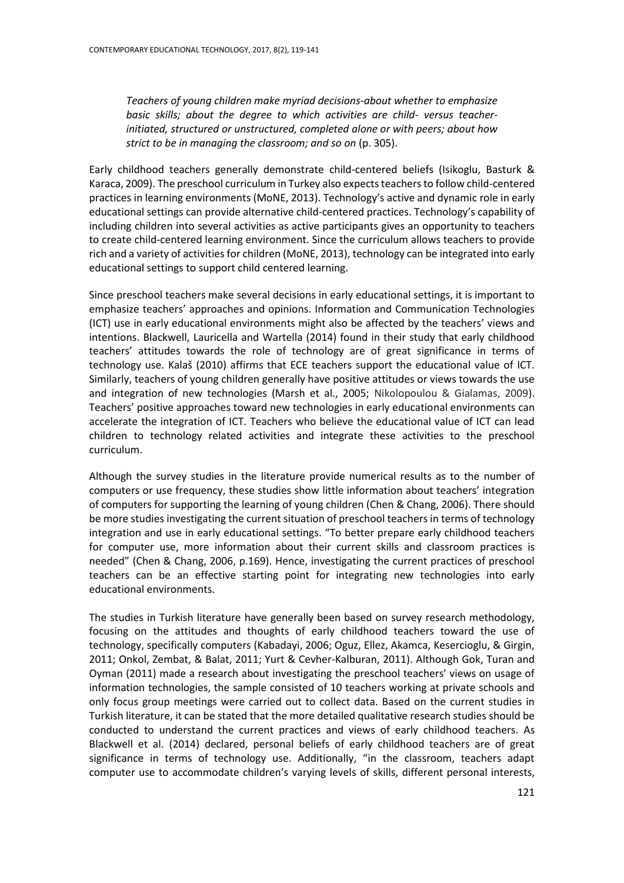> *Teachers of young children make myriad decisions-about whether to emphasize basic skills; about the degree to which activities are child- versus teacher-initiated, structured or unstructured, completed alone or with peers; about how strict to be in managing the classroom; and so on* (p. 305).

Early childhood teachers generally demonstrate child-centered beliefs (Isikoglu, Basturk & Karaca, 2009). The preschool curriculum in Turkey also expects teachers to follow child-centered practices in learning environments (MoNE, 2013). Technology's active and dynamic role in early educational settings can provide alternative child-centered practices. Technology's capability of including children into several activities as active participants gives an opportunity to teachers to create child-centered learning environment. Since the curriculum allows teachers to provide rich and a variety of activities for children (MoNE, 2013), technology can be integrated into early educational settings to support child centered learning.

Since preschool teachers make several decisions in early educational settings, it is important to emphasize teachers' approaches and opinions. Information and Communication Technologies (ICT) use in early educational environments might also be affected by the teachers' views and intentions. Blackwell, Lauricella and Wartella (2014) found in their study that early childhood teachers' attitudes towards the role of technology are of great significance in terms of technology use. Kalaš (2010) affirms that ECE teachers support the educational value of ICT. Similarly, teachers of young children generally have positive attitudes or views towards the use and integration of new technologies (Marsh et al., 2005; Nikolopoulou & Gialamas, 2009). Teachers' positive approaches toward new technologies in early educational environments can accelerate the integration of ICT. Teachers who believe the educational value of ICT can lead children to technology related activities and integrate these activities to the preschool curriculum.

Although the survey studies in the literature provide numerical results as to the number of computers or use frequency, these studies show little information about teachers' integration of computers for supporting the learning of young children (Chen & Chang, 2006). There should be more studies investigating the current situation of preschool teachers in terms of technology integration and use in early educational settings. "To better prepare early childhood teachers for computer use, more information about their current skills and classroom practices is needed" (Chen & Chang, 2006, p.169). Hence, investigating the current practices of preschool teachers can be an effective starting point for integrating new technologies into early educational environments.

The studies in Turkish literature have generally been based on survey research methodology, focusing on the attitudes and thoughts of early childhood teachers toward the use of technology, specifically computers (Kabadayi, 2006; Oguz, Ellez, Akamca, Kesercioglu, & Girgin, 2011; Onkol, Zembat, & Balat, 2011; Yurt & Cevher-Kalburan, 2011). Although Gok, Turan and Oyman (2011) made a research about investigating the preschool teachers' views on usage of information technologies, the sample consisted of 10 teachers working at private schools and only focus group meetings were carried out to collect data. Based on the current studies in Turkish literature, it can be stated that the more detailed qualitative research studies should be conducted to understand the current practices and views of early childhood teachers. As Blackwell et al. (2014) declared, personal beliefs of early childhood teachers are of great significance in terms of technology use. Additionally, "in the classroom, teachers adapt computer use to accommodate children's varying levels of skills, different personal interests,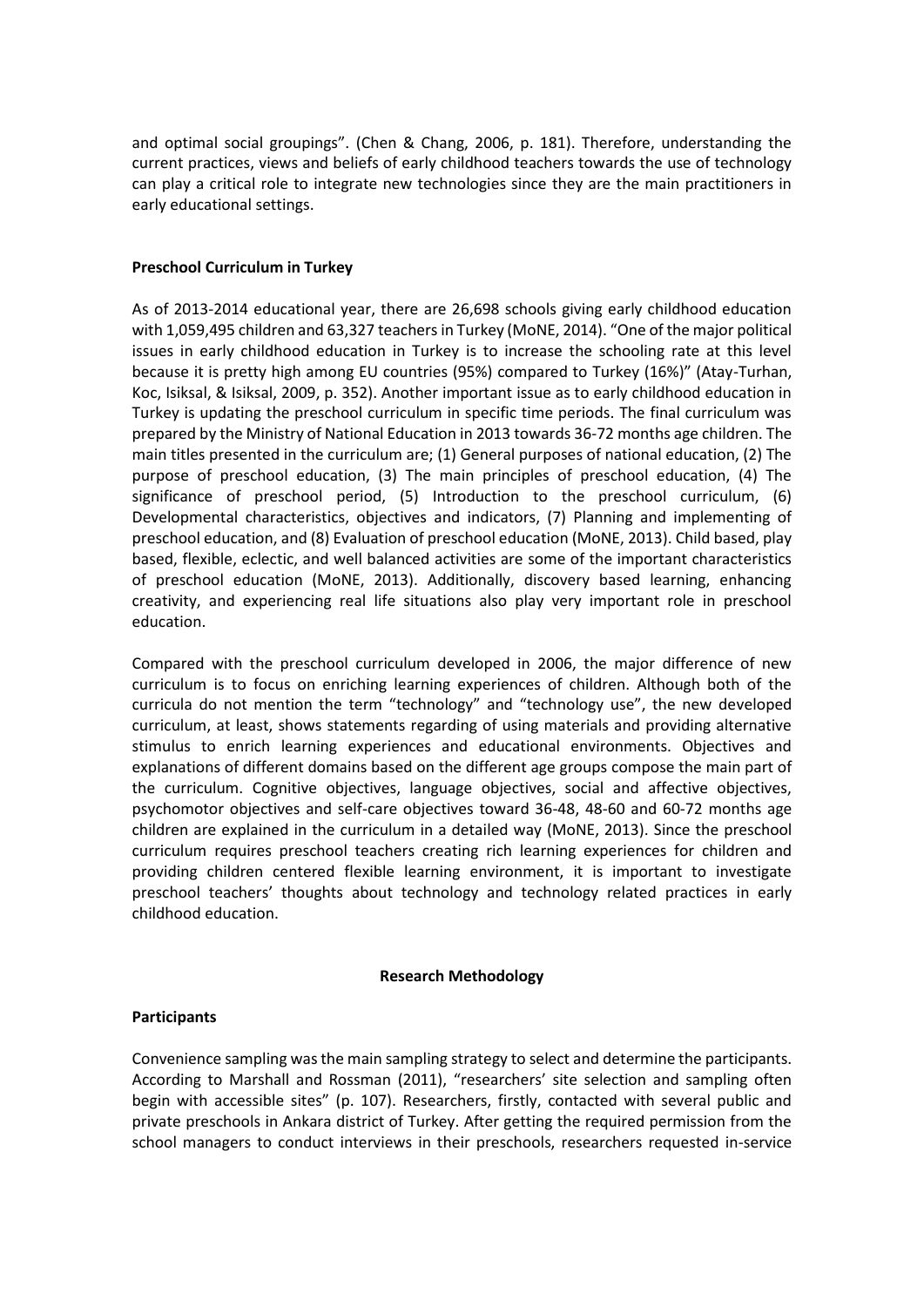and optimal social groupings". (Chen & Chang, 2006, p. 181). Therefore, understanding the current practices, views and beliefs of early childhood teachers towards the use of technology can play a critical role to integrate new technologies since they are the main practitioners in early educational settings.

**Preschool Curriculum in Turkey**

As of 2013-2014 educational year, there are 26,698 schools giving early childhood education with 1,059,495 children and 63,327 teachers in Turkey (MoNE, 2014). "One of the major political issues in early childhood education in Turkey is to increase the schooling rate at this level because it is pretty high among EU countries (95%) compared to Turkey (16%)" (Atay-Turhan, Koc, Isiksal, & Isiksal, 2009, p. 352). Another important issue as to early childhood education in Turkey is updating the preschool curriculum in specific time periods. The final curriculum was prepared by the Ministry of National Education in 2013 towards 36-72 months age children. The main titles presented in the curriculum are; (1) General purposes of national education, (2) The purpose of preschool education, (3) The main principles of preschool education, (4) The significance of preschool period, (5) Introduction to the preschool curriculum, (6) Developmental characteristics, objectives and indicators, (7) Planning and implementing of preschool education, and (8) Evaluation of preschool education (MoNE, 2013). Child based, play based, flexible, eclectic, and well balanced activities are some of the important characteristics of preschool education (MoNE, 2013). Additionally, discovery based learning, enhancing creativity, and experiencing real life situations also play very important role in preschool education.

Compared with the preschool curriculum developed in 2006, the major difference of new curriculum is to focus on enriching learning experiences of children. Although both of the curricula do not mention the term "technology" and "technology use", the new developed curriculum, at least, shows statements regarding of using materials and providing alternative stimulus to enrich learning experiences and educational environments. Objectives and explanations of different domains based on the different age groups compose the main part of the curriculum. Cognitive objectives, language objectives, social and affective objectives, psychomotor objectives and self-care objectives toward 36-48, 48-60 and 60-72 months age children are explained in the curriculum in a detailed way (MoNE, 2013). Since the preschool curriculum requires preschool teachers creating rich learning experiences for children and providing children centered flexible learning environment, it is important to investigate preschool teachers' thoughts about technology and technology related practices in early childhood education.

## Research Methodology

**Participants**

Convenience sampling was the main sampling strategy to select and determine the participants. According to Marshall and Rossman (2011), "researchers' site selection and sampling often begin with accessible sites" (p. 107). Researchers, firstly, contacted with several public and private preschools in Ankara district of Turkey. After getting the required permission from the school managers to conduct interviews in their preschools, researchers requested in-service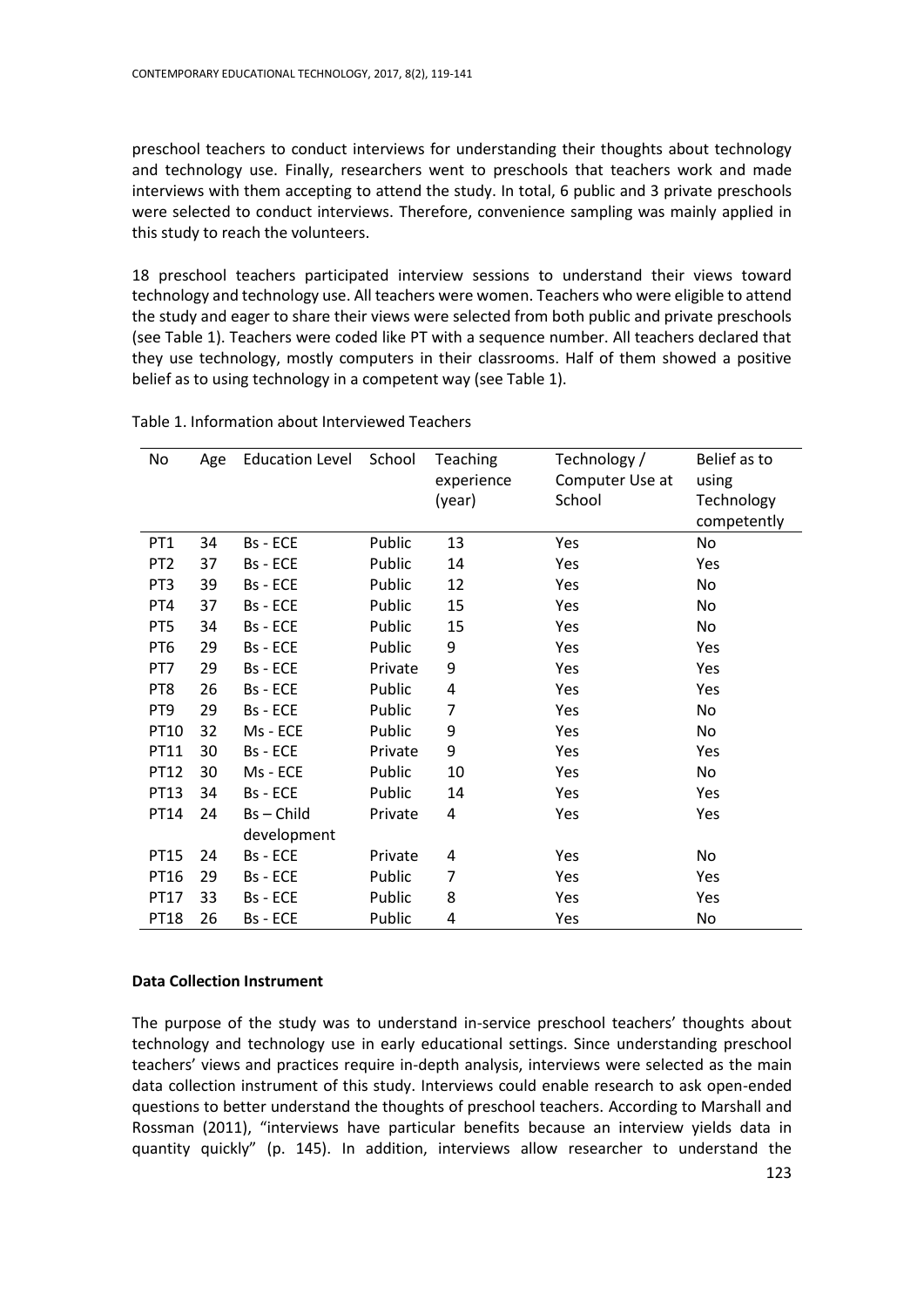preschool teachers to conduct interviews for understanding their thoughts about technology and technology use. Finally, researchers went to preschools that teachers work and made interviews with them accepting to attend the study. In total, 6 public and 3 private preschools were selected to conduct interviews. Therefore, convenience sampling was mainly applied in this study to reach the volunteers.

18 preschool teachers participated interview sessions to understand their views toward technology and technology use. All teachers were women. Teachers who were eligible to attend the study and eager to share their views were selected from both public and private preschools (see Table 1). Teachers were coded like PT with a sequence number. All teachers declared that they use technology, mostly computers in their classrooms. Half of them showed a positive belief as to using technology in a competent way (see Table 1).

Table 1. Information about Interviewed Teachers

| No | Age | Education Level | School | Teaching experience (year) | Technology / Computer Use at School | Belief as to using Technology competently |
|---|---|---|---|---|---|---|
| PT1 | 34 | Bs - ECE | Public | 13 | Yes | No |
| PT2 | 37 | Bs - ECE | Public | 14 | Yes | Yes |
| PT3 | 39 | Bs - ECE | Public | 12 | Yes | No |
| PT4 | 37 | Bs - ECE | Public | 15 | Yes | No |
| PT5 | 34 | Bs - ECE | Public | 15 | Yes | No |
| PT6 | 29 | Bs - ECE | Public | 9 | Yes | Yes |
| PT7 | 29 | Bs - ECE | Private | 9 | Yes | Yes |
| PT8 | 26 | Bs - ECE | Public | 4 | Yes | Yes |
| PT9 | 29 | Bs - ECE | Public | 7 | Yes | No |
| PT10 | 32 | Ms - ECE | Public | 9 | Yes | No |
| PT11 | 30 | Bs - ECE | Private | 9 | Yes | Yes |
| PT12 | 30 | Ms - ECE | Public | 10 | Yes | No |
| PT13 | 34 | Bs - ECE | Public | 14 | Yes | Yes |
| PT14 | 24 | Bs – Child development | Private | 4 | Yes | Yes |
| PT15 | 24 | Bs - ECE | Private | 4 | Yes | No |
| PT16 | 29 | Bs - ECE | Public | 7 | Yes | Yes |
| PT17 | 33 | Bs - ECE | Public | 8 | Yes | Yes |
| PT18 | 26 | Bs - ECE | Public | 4 | Yes | No |

**Data Collection Instrument**

The purpose of the study was to understand in-service preschool teachers' thoughts about technology and technology use in early educational settings. Since understanding preschool teachers' views and practices require in-depth analysis, interviews were selected as the main data collection instrument of this study. Interviews could enable research to ask open-ended questions to better understand the thoughts of preschool teachers. According to Marshall and Rossman (2011), "interviews have particular benefits because an interview yields data in quantity quickly" (p. 145). In addition, interviews allow researcher to understand the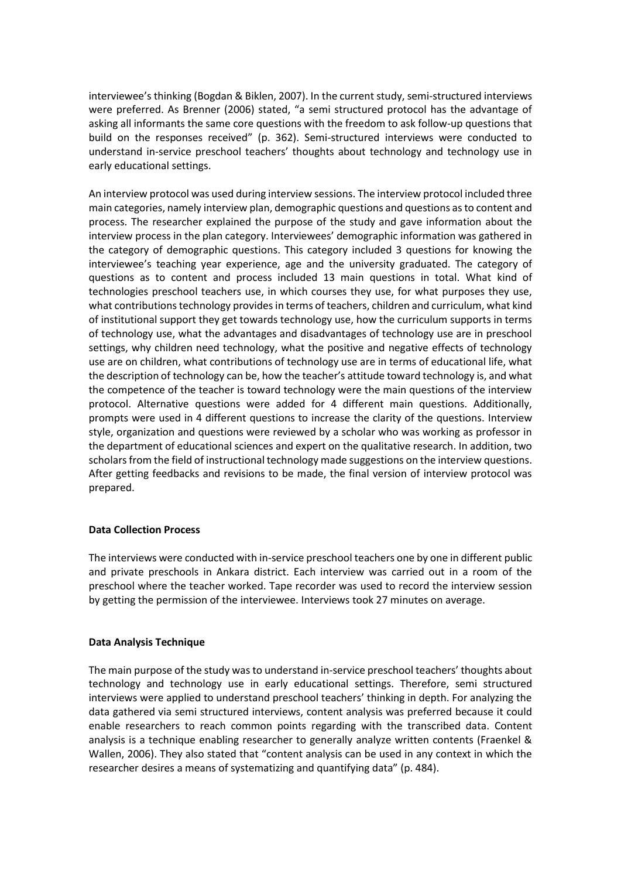interviewee's thinking (Bogdan & Biklen, 2007). In the current study, semi-structured interviews were preferred. As Brenner (2006) stated, "a semi structured protocol has the advantage of asking all informants the same core questions with the freedom to ask follow-up questions that build on the responses received" (p. 362). Semi-structured interviews were conducted to understand in-service preschool teachers' thoughts about technology and technology use in early educational settings.

An interview protocol was used during interview sessions. The interview protocol included three main categories, namely interview plan, demographic questions and questions as to content and process. The researcher explained the purpose of the study and gave information about the interview process in the plan category. Interviewees' demographic information was gathered in the category of demographic questions. This category included 3 questions for knowing the interviewee's teaching year experience, age and the university graduated. The category of questions as to content and process included 13 main questions in total. What kind of technologies preschool teachers use, in which courses they use, for what purposes they use, what contributions technology provides in terms of teachers, children and curriculum, what kind of institutional support they get towards technology use, how the curriculum supports in terms of technology use, what the advantages and disadvantages of technology use are in preschool settings, why children need technology, what the positive and negative effects of technology use are on children, what contributions of technology use are in terms of educational life, what the description of technology can be, how the teacher's attitude toward technology is, and what the competence of the teacher is toward technology were the main questions of the interview protocol. Alternative questions were added for 4 different main questions. Additionally, prompts were used in 4 different questions to increase the clarity of the questions. Interview style, organization and questions were reviewed by a scholar who was working as professor in the department of educational sciences and expert on the qualitative research. In addition, two scholars from the field of instructional technology made suggestions on the interview questions. After getting feedbacks and revisions to be made, the final version of interview protocol was prepared.

**Data Collection Process**

The interviews were conducted with in-service preschool teachers one by one in different public and private preschools in Ankara district. Each interview was carried out in a room of the preschool where the teacher worked. Tape recorder was used to record the interview session by getting the permission of the interviewee. Interviews took 27 minutes on average.

**Data Analysis Technique**

The main purpose of the study was to understand in-service preschool teachers' thoughts about technology and technology use in early educational settings. Therefore, semi structured interviews were applied to understand preschool teachers' thinking in depth. For analyzing the data gathered via semi structured interviews, content analysis was preferred because it could enable researchers to reach common points regarding with the transcribed data. Content analysis is a technique enabling researcher to generally analyze written contents (Fraenkel & Wallen, 2006). They also stated that "content analysis can be used in any context in which the researcher desires a means of systematizing and quantifying data" (p. 484).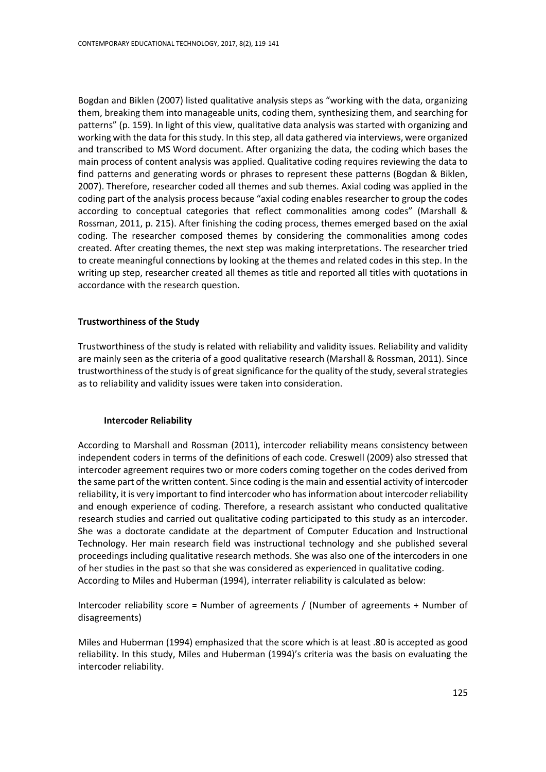Bogdan and Biklen (2007) listed qualitative analysis steps as "working with the data, organizing them, breaking them into manageable units, coding them, synthesizing them, and searching for patterns" (p. 159). In light of this view, qualitative data analysis was started with organizing and working with the data for this study. In this step, all data gathered via interviews, were organized and transcribed to MS Word document. After organizing the data, the coding which bases the main process of content analysis was applied. Qualitative coding requires reviewing the data to find patterns and generating words or phrases to represent these patterns (Bogdan & Biklen, 2007). Therefore, researcher coded all themes and sub themes. Axial coding was applied in the coding part of the analysis process because "axial coding enables researcher to group the codes according to conceptual categories that reflect commonalities among codes" (Marshall & Rossman, 2011, p. 215). After finishing the coding process, themes emerged based on the axial coding. The researcher composed themes by considering the commonalities among codes created. After creating themes, the next step was making interpretations. The researcher tried to create meaningful connections by looking at the themes and related codes in this step. In the writing up step, researcher created all themes as title and reported all titles with quotations in accordance with the research question.

## Trustworthiness of the Study

Trustworthiness of the study is related with reliability and validity issues. Reliability and validity are mainly seen as the criteria of a good qualitative research (Marshall & Rossman, 2011). Since trustworthiness of the study is of great significance for the quality of the study, several strategies as to reliability and validity issues were taken into consideration.

### Intercoder Reliability

According to Marshall and Rossman (2011), intercoder reliability means consistency between independent coders in terms of the definitions of each code. Creswell (2009) also stressed that intercoder agreement requires two or more coders coming together on the codes derived from the same part of the written content. Since coding is the main and essential activity of intercoder reliability, it is very important to find intercoder who has information about intercoder reliability and enough experience of coding. Therefore, a research assistant who conducted qualitative research studies and carried out qualitative coding participated to this study as an intercoder. She was a doctorate candidate at the department of Computer Education and Instructional Technology. Her main research field was instructional technology and she published several proceedings including qualitative research methods. She was also one of the intercoders in one of her studies in the past so that she was considered as experienced in qualitative coding. According to Miles and Huberman (1994), interrater reliability is calculated as below:

Intercoder reliability score = Number of agreements / (Number of agreements + Number of disagreements)

Miles and Huberman (1994) emphasized that the score which is at least .80 is accepted as good reliability. In this study, Miles and Huberman (1994)'s criteria was the basis on evaluating the intercoder reliability.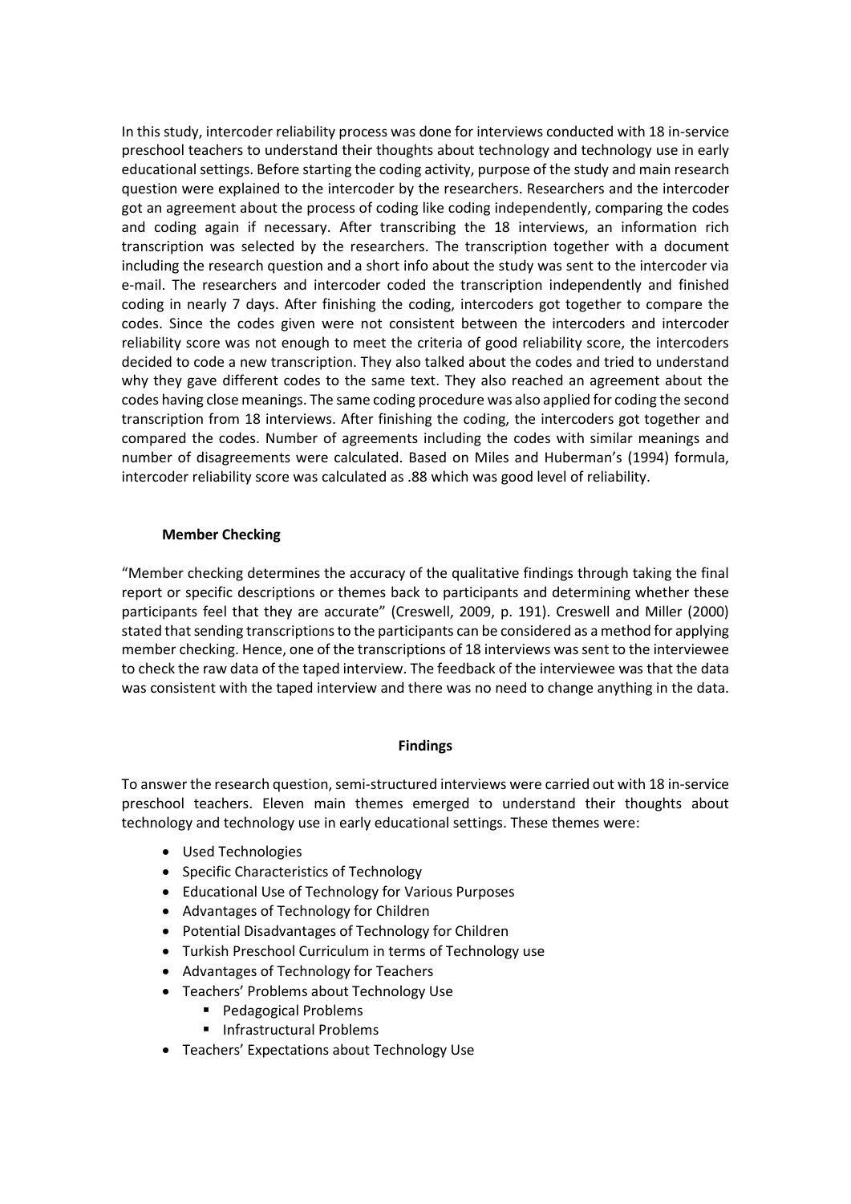In this study, intercoder reliability process was done for interviews conducted with 18 in-service preschool teachers to understand their thoughts about technology and technology use in early educational settings. Before starting the coding activity, purpose of the study and main research question were explained to the intercoder by the researchers. Researchers and the intercoder got an agreement about the process of coding like coding independently, comparing the codes and coding again if necessary. After transcribing the 18 interviews, an information rich transcription was selected by the researchers. The transcription together with a document including the research question and a short info about the study was sent to the intercoder via e-mail. The researchers and intercoder coded the transcription independently and finished coding in nearly 7 days. After finishing the coding, intercoders got together to compare the codes. Since the codes given were not consistent between the intercoders and intercoder reliability score was not enough to meet the criteria of good reliability score, the intercoders decided to code a new transcription. They also talked about the codes and tried to understand why they gave different codes to the same text. They also reached an agreement about the codes having close meanings. The same coding procedure was also applied for coding the second transcription from 18 interviews. After finishing the coding, the intercoders got together and compared the codes. Number of agreements including the codes with similar meanings and number of disagreements were calculated. Based on Miles and Huberman's (1994) formula, intercoder reliability score was calculated as .88 which was good level of reliability.

### Member Checking

"Member checking determines the accuracy of the qualitative findings through taking the final report or specific descriptions or themes back to participants and determining whether these participants feel that they are accurate" (Creswell, 2009, p. 191). Creswell and Miller (2000) stated that sending transcriptions to the participants can be considered as a method for applying member checking. Hence, one of the transcriptions of 18 interviews was sent to the interviewee to check the raw data of the taped interview. The feedback of the interviewee was that the data was consistent with the taped interview and there was no need to change anything in the data.

## Findings

To answer the research question, semi-structured interviews were carried out with 18 in-service preschool teachers. Eleven main themes emerged to understand their thoughts about technology and technology use in early educational settings. These themes were:

- Used Technologies
- Specific Characteristics of Technology
- Educational Use of Technology for Various Purposes
- Advantages of Technology for Children
- Potential Disadvantages of Technology for Children
- Turkish Preschool Curriculum in terms of Technology use
- Advantages of Technology for Teachers
- Teachers' Problems about Technology Use
  - Pedagogical Problems
  - Infrastructural Problems
- Teachers' Expectations about Technology Use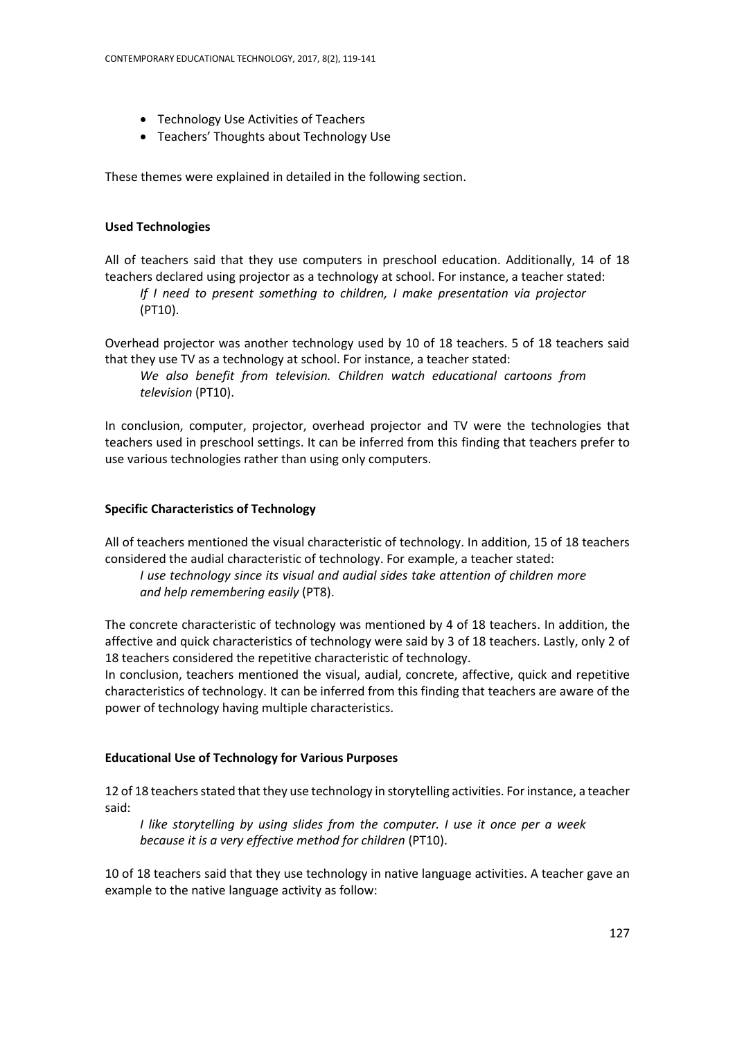- Technology Use Activities of Teachers
- Teachers' Thoughts about Technology Use

These themes were explained in detailed in the following section.

### Used Technologies

All of teachers said that they use computers in preschool education. Additionally, 14 of 18 teachers declared using projector as a technology at school. For instance, a teacher stated:

> *If I need to present something to children, I make presentation via projector* (PT10).

Overhead projector was another technology used by 10 of 18 teachers. 5 of 18 teachers said that they use TV as a technology at school. For instance, a teacher stated:

> *We also benefit from television. Children watch educational cartoons from television* (PT10).

In conclusion, computer, projector, overhead projector and TV were the technologies that teachers used in preschool settings. It can be inferred from this finding that teachers prefer to use various technologies rather than using only computers.

### Specific Characteristics of Technology

All of teachers mentioned the visual characteristic of technology. In addition, 15 of 18 teachers considered the audial characteristic of technology. For example, a teacher stated:

> *I use technology since its visual and audial sides take attention of children more and help remembering easily* (PT8).

The concrete characteristic of technology was mentioned by 4 of 18 teachers. In addition, the affective and quick characteristics of technology were said by 3 of 18 teachers. Lastly, only 2 of 18 teachers considered the repetitive characteristic of technology.

In conclusion, teachers mentioned the visual, audial, concrete, affective, quick and repetitive characteristics of technology. It can be inferred from this finding that teachers are aware of the power of technology having multiple characteristics.

### Educational Use of Technology for Various Purposes

12 of 18 teachers stated that they use technology in storytelling activities. For instance, a teacher said:

> *I like storytelling by using slides from the computer. I use it once per a week because it is a very effective method for children* (PT10).

10 of 18 teachers said that they use technology in native language activities. A teacher gave an example to the native language activity as follow: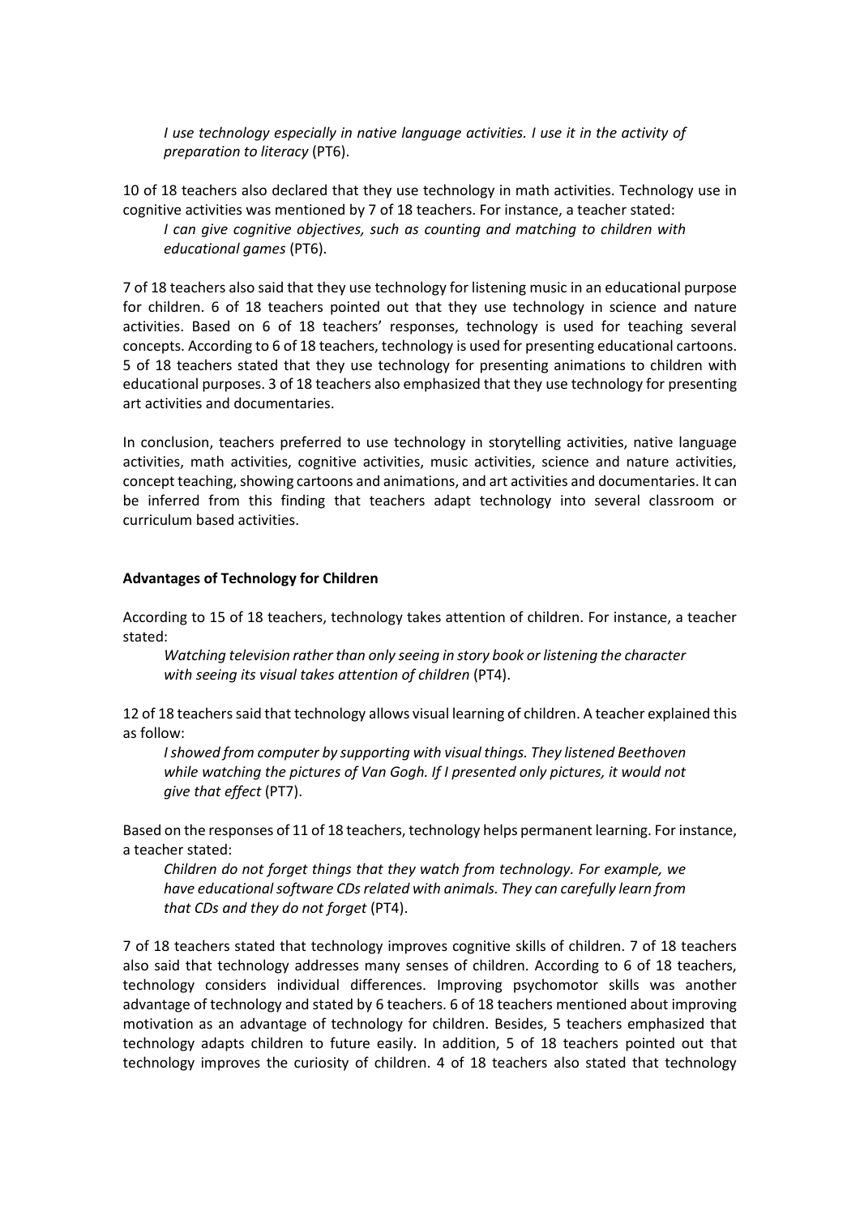*I use technology especially in native language activities. I use it in the activity of preparation to literacy* (PT6).

10 of 18 teachers also declared that they use technology in math activities. Technology use in cognitive activities was mentioned by 7 of 18 teachers. For instance, a teacher stated:

*I can give cognitive objectives, such as counting and matching to children with educational games* (PT6).

7 of 18 teachers also said that they use technology for listening music in an educational purpose for children. 6 of 18 teachers pointed out that they use technology in science and nature activities. Based on 6 of 18 teachers' responses, technology is used for teaching several concepts. According to 6 of 18 teachers, technology is used for presenting educational cartoons. 5 of 18 teachers stated that they use technology for presenting animations to children with educational purposes. 3 of 18 teachers also emphasized that they use technology for presenting art activities and documentaries.

In conclusion, teachers preferred to use technology in storytelling activities, native language activities, math activities, cognitive activities, music activities, science and nature activities, concept teaching, showing cartoons and animations, and art activities and documentaries. It can be inferred from this finding that teachers adapt technology into several classroom or curriculum based activities.

**Advantages of Technology for Children**

According to 15 of 18 teachers, technology takes attention of children. For instance, a teacher stated:

*Watching television rather than only seeing in story book or listening the character with seeing its visual takes attention of children* (PT4).

12 of 18 teachers said that technology allows visual learning of children. A teacher explained this as follow:

*I showed from computer by supporting with visual things. They listened Beethoven while watching the pictures of Van Gogh. If I presented only pictures, it would not give that effect* (PT7).

Based on the responses of 11 of 18 teachers, technology helps permanent learning. For instance, a teacher stated:

*Children do not forget things that they watch from technology. For example, we have educational software CDs related with animals. They can carefully learn from that CDs and they do not forget* (PT4).

7 of 18 teachers stated that technology improves cognitive skills of children. 7 of 18 teachers also said that technology addresses many senses of children. According to 6 of 18 teachers, technology considers individual differences. Improving psychomotor skills was another advantage of technology and stated by 6 teachers. 6 of 18 teachers mentioned about improving motivation as an advantage of technology for children. Besides, 5 teachers emphasized that technology adapts children to future easily. In addition, 5 of 18 teachers pointed out that technology improves the curiosity of children. 4 of 18 teachers also stated that technology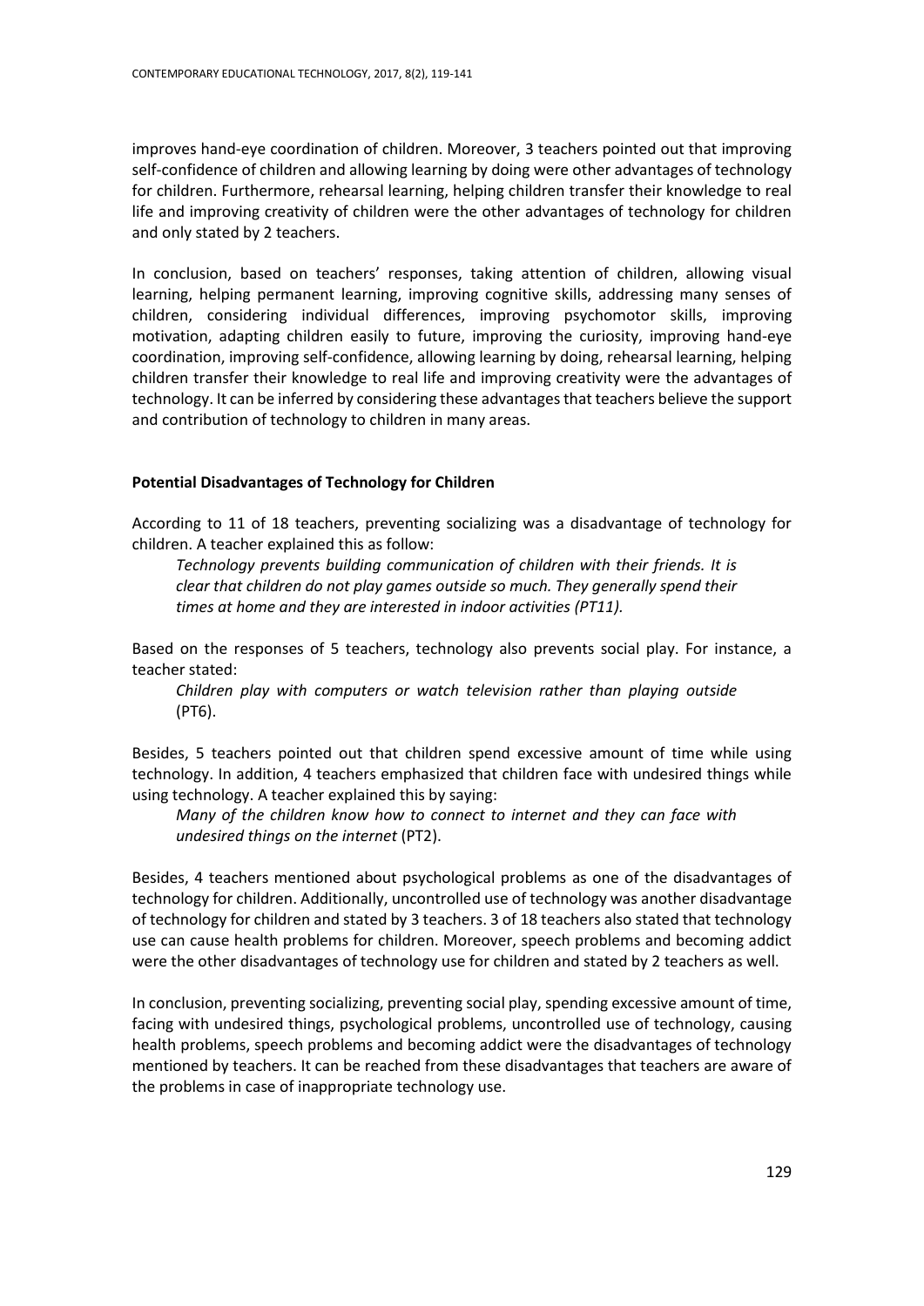improves hand-eye coordination of children. Moreover, 3 teachers pointed out that improving self-confidence of children and allowing learning by doing were other advantages of technology for children. Furthermore, rehearsal learning, helping children transfer their knowledge to real life and improving creativity of children were the other advantages of technology for children and only stated by 2 teachers.

In conclusion, based on teachers' responses, taking attention of children, allowing visual learning, helping permanent learning, improving cognitive skills, addressing many senses of children, considering individual differences, improving psychomotor skills, improving motivation, adapting children easily to future, improving the curiosity, improving hand-eye coordination, improving self-confidence, allowing learning by doing, rehearsal learning, helping children transfer their knowledge to real life and improving creativity were the advantages of technology. It can be inferred by considering these advantages that teachers believe the support and contribution of technology to children in many areas.

**Potential Disadvantages of Technology for Children**

According to 11 of 18 teachers, preventing socializing was a disadvantage of technology for children. A teacher explained this as follow:

> *Technology prevents building communication of children with their friends. It is clear that children do not play games outside so much. They generally spend their times at home and they are interested in indoor activities (PT11).*

Based on the responses of 5 teachers, technology also prevents social play. For instance, a teacher stated:

> *Children play with computers or watch television rather than playing outside* (PT6).

Besides, 5 teachers pointed out that children spend excessive amount of time while using technology. In addition, 4 teachers emphasized that children face with undesired things while using technology. A teacher explained this by saying:

> *Many of the children know how to connect to internet and they can face with undesired things on the internet* (PT2).

Besides, 4 teachers mentioned about psychological problems as one of the disadvantages of technology for children. Additionally, uncontrolled use of technology was another disadvantage of technology for children and stated by 3 teachers. 3 of 18 teachers also stated that technology use can cause health problems for children. Moreover, speech problems and becoming addict were the other disadvantages of technology use for children and stated by 2 teachers as well.

In conclusion, preventing socializing, preventing social play, spending excessive amount of time, facing with undesired things, psychological problems, uncontrolled use of technology, causing health problems, speech problems and becoming addict were the disadvantages of technology mentioned by teachers. It can be reached from these disadvantages that teachers are aware of the problems in case of inappropriate technology use.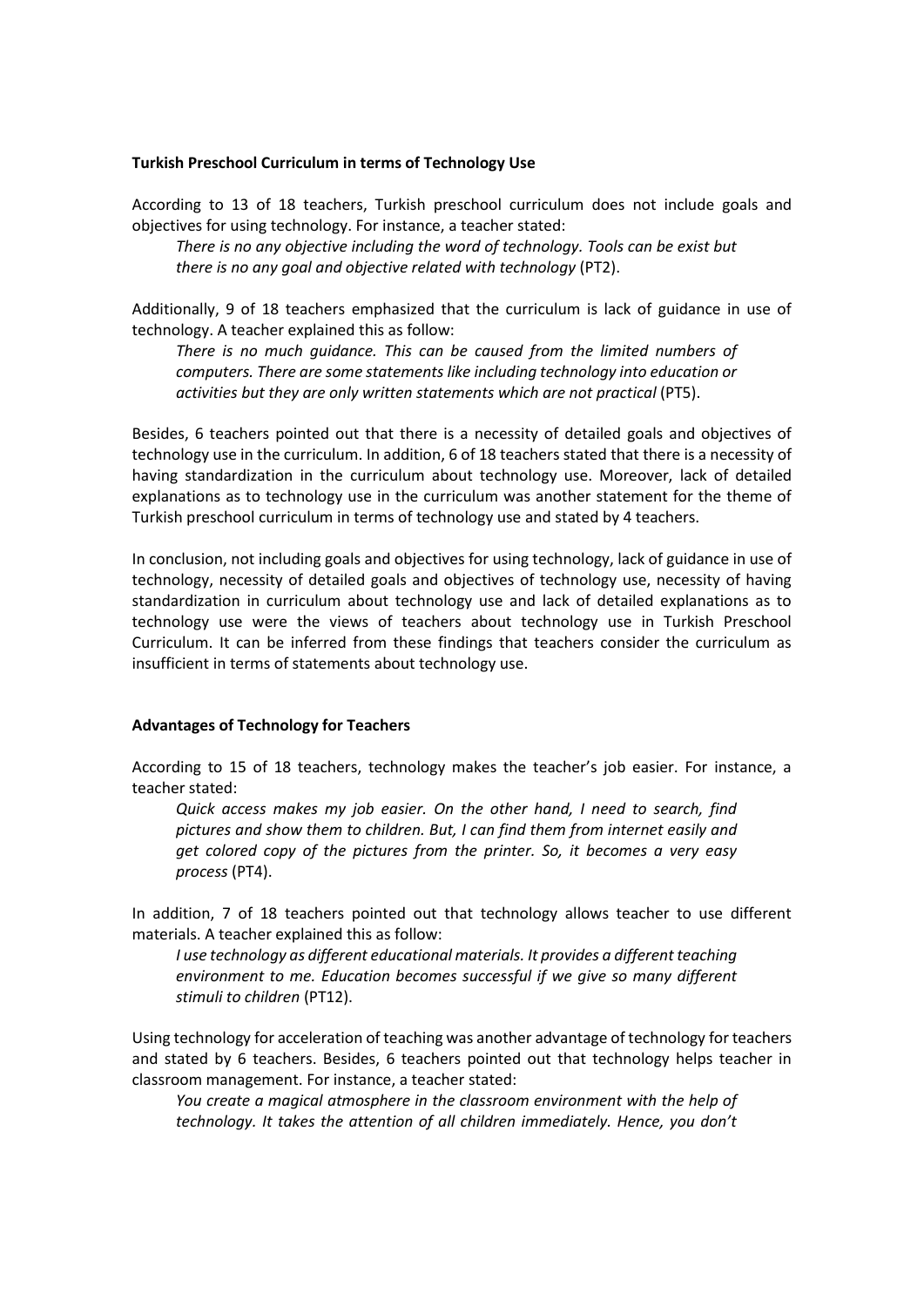**Turkish Preschool Curriculum in terms of Technology Use**

According to 13 of 18 teachers, Turkish preschool curriculum does not include goals and objectives for using technology. For instance, a teacher stated:

> *There is no any objective including the word of technology. Tools can be exist but there is no any goal and objective related with technology* (PT2).

Additionally, 9 of 18 teachers emphasized that the curriculum is lack of guidance in use of technology. A teacher explained this as follow:

> *There is no much guidance. This can be caused from the limited numbers of computers. There are some statements like including technology into education or activities but they are only written statements which are not practical* (PT5).

Besides, 6 teachers pointed out that there is a necessity of detailed goals and objectives of technology use in the curriculum. In addition, 6 of 18 teachers stated that there is a necessity of having standardization in the curriculum about technology use. Moreover, lack of detailed explanations as to technology use in the curriculum was another statement for the theme of Turkish preschool curriculum in terms of technology use and stated by 4 teachers.

In conclusion, not including goals and objectives for using technology, lack of guidance in use of technology, necessity of detailed goals and objectives of technology use, necessity of having standardization in curriculum about technology use and lack of detailed explanations as to technology use were the views of teachers about technology use in Turkish Preschool Curriculum. It can be inferred from these findings that teachers consider the curriculum as insufficient in terms of statements about technology use.

**Advantages of Technology for Teachers**

According to 15 of 18 teachers, technology makes the teacher's job easier. For instance, a teacher stated:

> *Quick access makes my job easier. On the other hand, I need to search, find pictures and show them to children. But, I can find them from internet easily and get colored copy of the pictures from the printer. So, it becomes a very easy process* (PT4).

In addition, 7 of 18 teachers pointed out that technology allows teacher to use different materials. A teacher explained this as follow:

> *I use technology as different educational materials. It provides a different teaching environment to me. Education becomes successful if we give so many different stimuli to children* (PT12).

Using technology for acceleration of teaching was another advantage of technology for teachers and stated by 6 teachers. Besides, 6 teachers pointed out that technology helps teacher in classroom management. For instance, a teacher stated:

> *You create a magical atmosphere in the classroom environment with the help of technology. It takes the attention of all children immediately. Hence, you don't*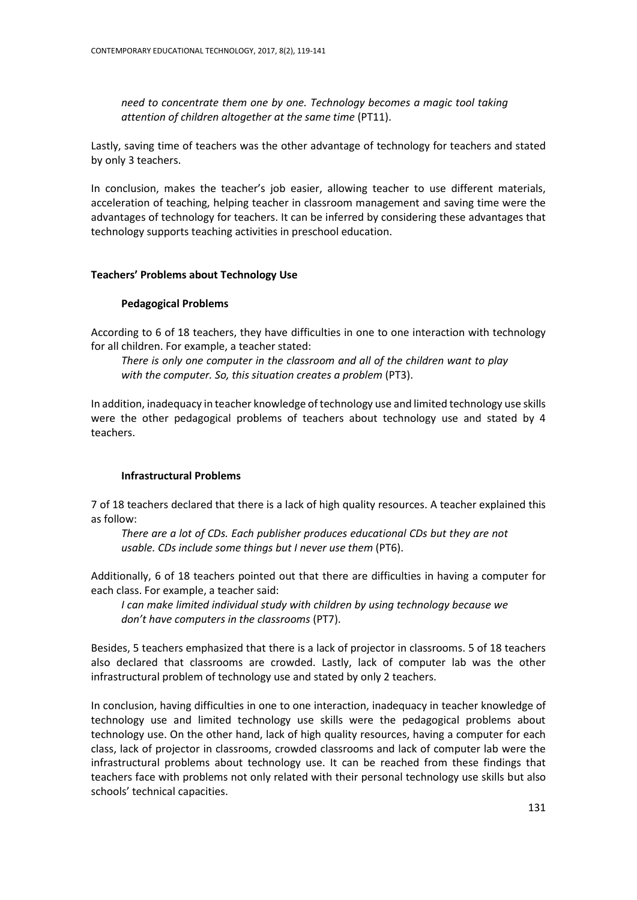*need to concentrate them one by one. Technology becomes a magic tool taking attention of children altogether at the same time* (PT11).

Lastly, saving time of teachers was the other advantage of technology for teachers and stated by only 3 teachers.

In conclusion, makes the teacher's job easier, allowing teacher to use different materials, acceleration of teaching, helping teacher in classroom management and saving time were the advantages of technology for teachers. It can be inferred by considering these advantages that technology supports teaching activities in preschool education.

## Teachers' Problems about Technology Use

### Pedagogical Problems

According to 6 of 18 teachers, they have difficulties in one to one interaction with technology for all children. For example, a teacher stated:

*There is only one computer in the classroom and all of the children want to play with the computer. So, this situation creates a problem* (PT3).

In addition, inadequacy in teacher knowledge of technology use and limited technology use skills were the other pedagogical problems of teachers about technology use and stated by 4 teachers.

### Infrastructural Problems

7 of 18 teachers declared that there is a lack of high quality resources. A teacher explained this as follow:

*There are a lot of CDs. Each publisher produces educational CDs but they are not usable. CDs include some things but I never use them* (PT6).

Additionally, 6 of 18 teachers pointed out that there are difficulties in having a computer for each class. For example, a teacher said:

*I can make limited individual study with children by using technology because we don't have computers in the classrooms* (PT7).

Besides, 5 teachers emphasized that there is a lack of projector in classrooms. 5 of 18 teachers also declared that classrooms are crowded. Lastly, lack of computer lab was the other infrastructural problem of technology use and stated by only 2 teachers.

In conclusion, having difficulties in one to one interaction, inadequacy in teacher knowledge of technology use and limited technology use skills were the pedagogical problems about technology use. On the other hand, lack of high quality resources, having a computer for each class, lack of projector in classrooms, crowded classrooms and lack of computer lab were the infrastructural problems about technology use. It can be reached from these findings that teachers face with problems not only related with their personal technology use skills but also schools' technical capacities.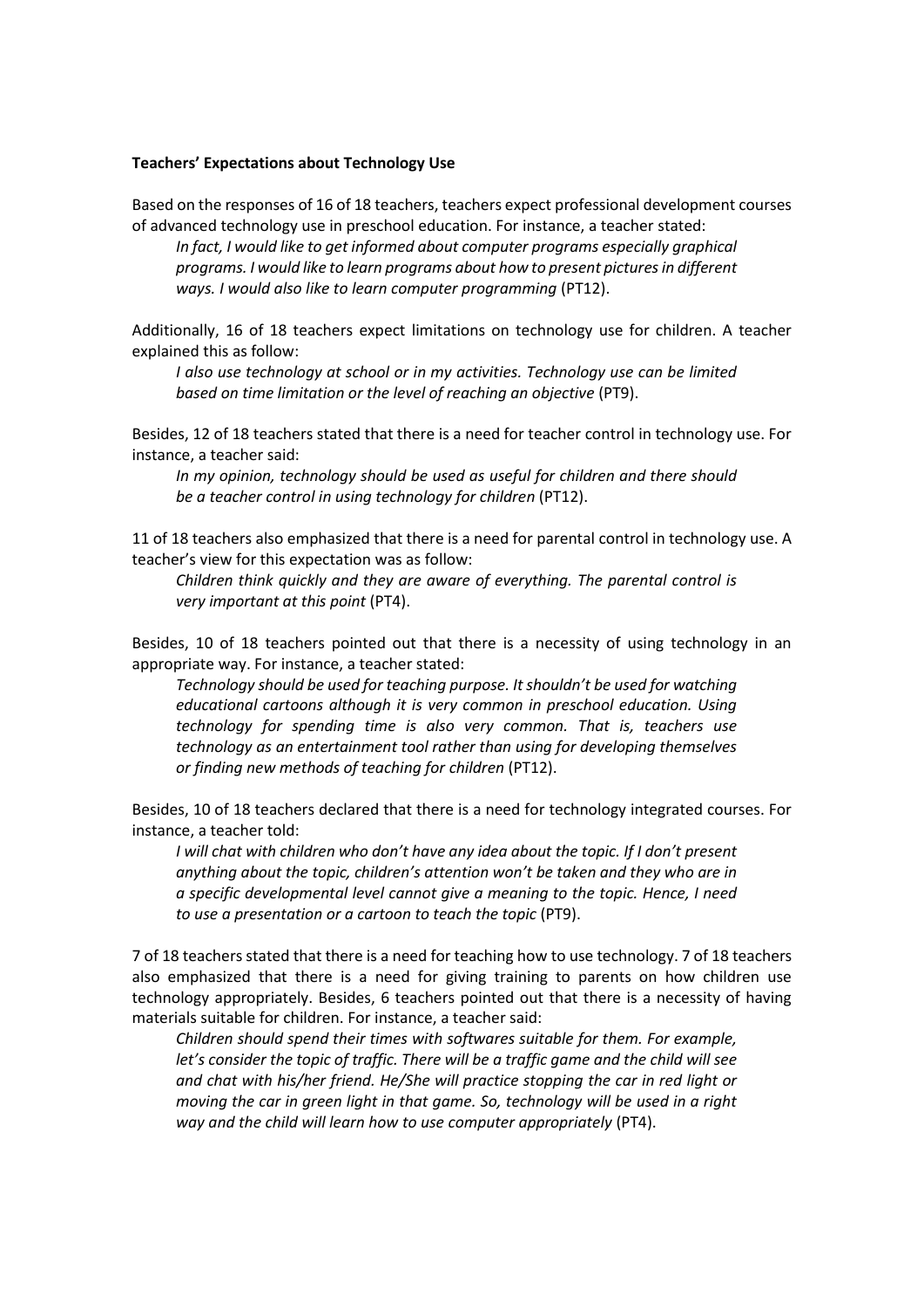**Teachers' Expectations about Technology Use**

Based on the responses of 16 of 18 teachers, teachers expect professional development courses of advanced technology use in preschool education. For instance, a teacher stated:

> *In fact, I would like to get informed about computer programs especially graphical programs. I would like to learn programs about how to present pictures in different ways. I would also like to learn computer programming* (PT12).

Additionally, 16 of 18 teachers expect limitations on technology use for children. A teacher explained this as follow:

> *I also use technology at school or in my activities. Technology use can be limited based on time limitation or the level of reaching an objective* (PT9).

Besides, 12 of 18 teachers stated that there is a need for teacher control in technology use. For instance, a teacher said:

> *In my opinion, technology should be used as useful for children and there should be a teacher control in using technology for children* (PT12).

11 of 18 teachers also emphasized that there is a need for parental control in technology use. A teacher's view for this expectation was as follow:

> *Children think quickly and they are aware of everything. The parental control is very important at this point* (PT4).

Besides, 10 of 18 teachers pointed out that there is a necessity of using technology in an appropriate way. For instance, a teacher stated:

> *Technology should be used for teaching purpose. It shouldn't be used for watching educational cartoons although it is very common in preschool education. Using technology for spending time is also very common. That is, teachers use technology as an entertainment tool rather than using for developing themselves or finding new methods of teaching for children* (PT12).

Besides, 10 of 18 teachers declared that there is a need for technology integrated courses. For instance, a teacher told:

> *I will chat with children who don't have any idea about the topic. If I don't present anything about the topic, children's attention won't be taken and they who are in a specific developmental level cannot give a meaning to the topic. Hence, I need to use a presentation or a cartoon to teach the topic* (PT9).

7 of 18 teachers stated that there is a need for teaching how to use technology. 7 of 18 teachers also emphasized that there is a need for giving training to parents on how children use technology appropriately. Besides, 6 teachers pointed out that there is a necessity of having materials suitable for children. For instance, a teacher said:

> *Children should spend their times with softwares suitable for them. For example, let's consider the topic of traffic. There will be a traffic game and the child will see and chat with his/her friend. He/She will practice stopping the car in red light or moving the car in green light in that game. So, technology will be used in a right way and the child will learn how to use computer appropriately* (PT4).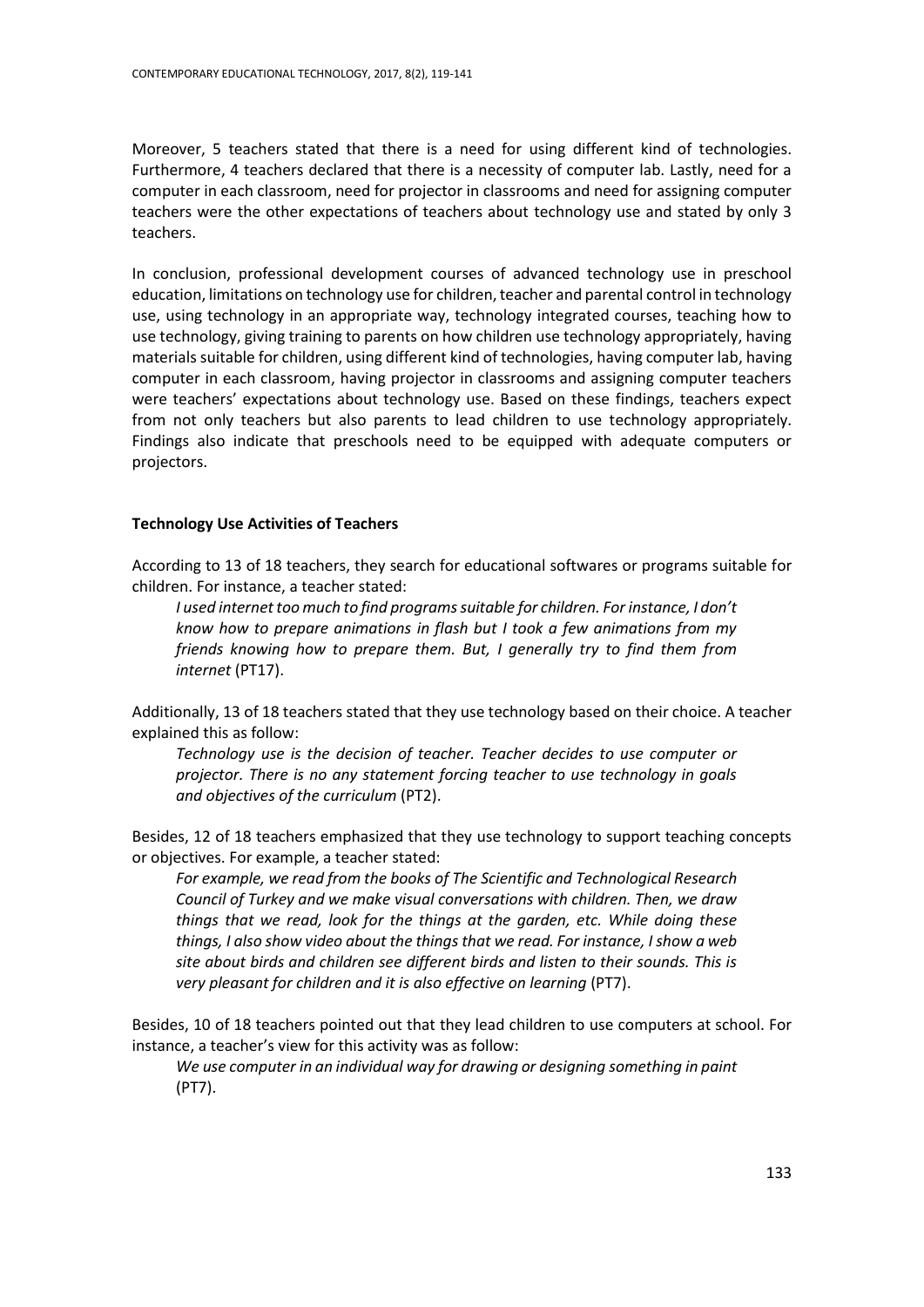Moreover, 5 teachers stated that there is a need for using different kind of technologies. Furthermore, 4 teachers declared that there is a necessity of computer lab. Lastly, need for a computer in each classroom, need for projector in classrooms and need for assigning computer teachers were the other expectations of teachers about technology use and stated by only 3 teachers.

In conclusion, professional development courses of advanced technology use in preschool education, limitations on technology use for children, teacher and parental control in technology use, using technology in an appropriate way, technology integrated courses, teaching how to use technology, giving training to parents on how children use technology appropriately, having materials suitable for children, using different kind of technologies, having computer lab, having computer in each classroom, having projector in classrooms and assigning computer teachers were teachers' expectations about technology use. Based on these findings, teachers expect from not only teachers but also parents to lead children to use technology appropriately. Findings also indicate that preschools need to be equipped with adequate computers or projectors.

**Technology Use Activities of Teachers**

According to 13 of 18 teachers, they search for educational softwares or programs suitable for children. For instance, a teacher stated:

> *I used internet too much to find programs suitable for children. For instance, I don't know how to prepare animations in flash but I took a few animations from my friends knowing how to prepare them. But, I generally try to find them from internet* (PT17).

Additionally, 13 of 18 teachers stated that they use technology based on their choice. A teacher explained this as follow:

> *Technology use is the decision of teacher. Teacher decides to use computer or projector. There is no any statement forcing teacher to use technology in goals and objectives of the curriculum* (PT2).

Besides, 12 of 18 teachers emphasized that they use technology to support teaching concepts or objectives. For example, a teacher stated:

> *For example, we read from the books of The Scientific and Technological Research Council of Turkey and we make visual conversations with children. Then, we draw things that we read, look for the things at the garden, etc. While doing these things, I also show video about the things that we read. For instance, I show a web site about birds and children see different birds and listen to their sounds. This is very pleasant for children and it is also effective on learning* (PT7).

Besides, 10 of 18 teachers pointed out that they lead children to use computers at school. For instance, a teacher's view for this activity was as follow:

> *We use computer in an individual way for drawing or designing something in paint* (PT7).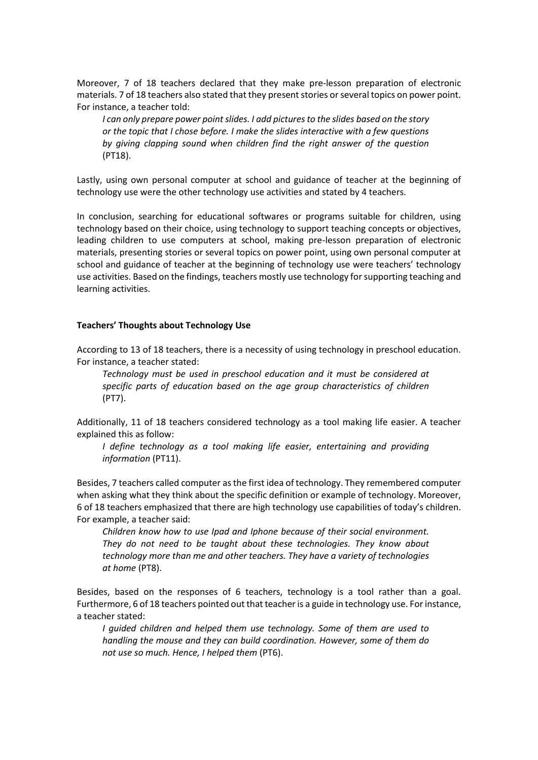Moreover, 7 of 18 teachers declared that they make pre-lesson preparation of electronic materials. 7 of 18 teachers also stated that they present stories or several topics on power point. For instance, a teacher told:

> *I can only prepare power point slides. I add pictures to the slides based on the story or the topic that I chose before. I make the slides interactive with a few questions by giving clapping sound when children find the right answer of the question* (PT18).

Lastly, using own personal computer at school and guidance of teacher at the beginning of technology use were the other technology use activities and stated by 4 teachers.

In conclusion, searching for educational softwares or programs suitable for children, using technology based on their choice, using technology to support teaching concepts or objectives, leading children to use computers at school, making pre-lesson preparation of electronic materials, presenting stories or several topics on power point, using own personal computer at school and guidance of teacher at the beginning of technology use were teachers' technology use activities. Based on the findings, teachers mostly use technology for supporting teaching and learning activities.

**Teachers' Thoughts about Technology Use**

According to 13 of 18 teachers, there is a necessity of using technology in preschool education. For instance, a teacher stated:

> *Technology must be used in preschool education and it must be considered at specific parts of education based on the age group characteristics of children* (PT7).

Additionally, 11 of 18 teachers considered technology as a tool making life easier. A teacher explained this as follow:

> *I define technology as a tool making life easier, entertaining and providing information* (PT11).

Besides, 7 teachers called computer as the first idea of technology. They remembered computer when asking what they think about the specific definition or example of technology. Moreover, 6 of 18 teachers emphasized that there are high technology use capabilities of today's children. For example, a teacher said:

> *Children know how to use Ipad and Iphone because of their social environment. They do not need to be taught about these technologies. They know about technology more than me and other teachers. They have a variety of technologies at home* (PT8).

Besides, based on the responses of 6 teachers, technology is a tool rather than a goal. Furthermore, 6 of 18 teachers pointed out that teacher is a guide in technology use. For instance, a teacher stated:

> *I guided children and helped them use technology. Some of them are used to handling the mouse and they can build coordination. However, some of them do not use so much. Hence, I helped them* (PT6).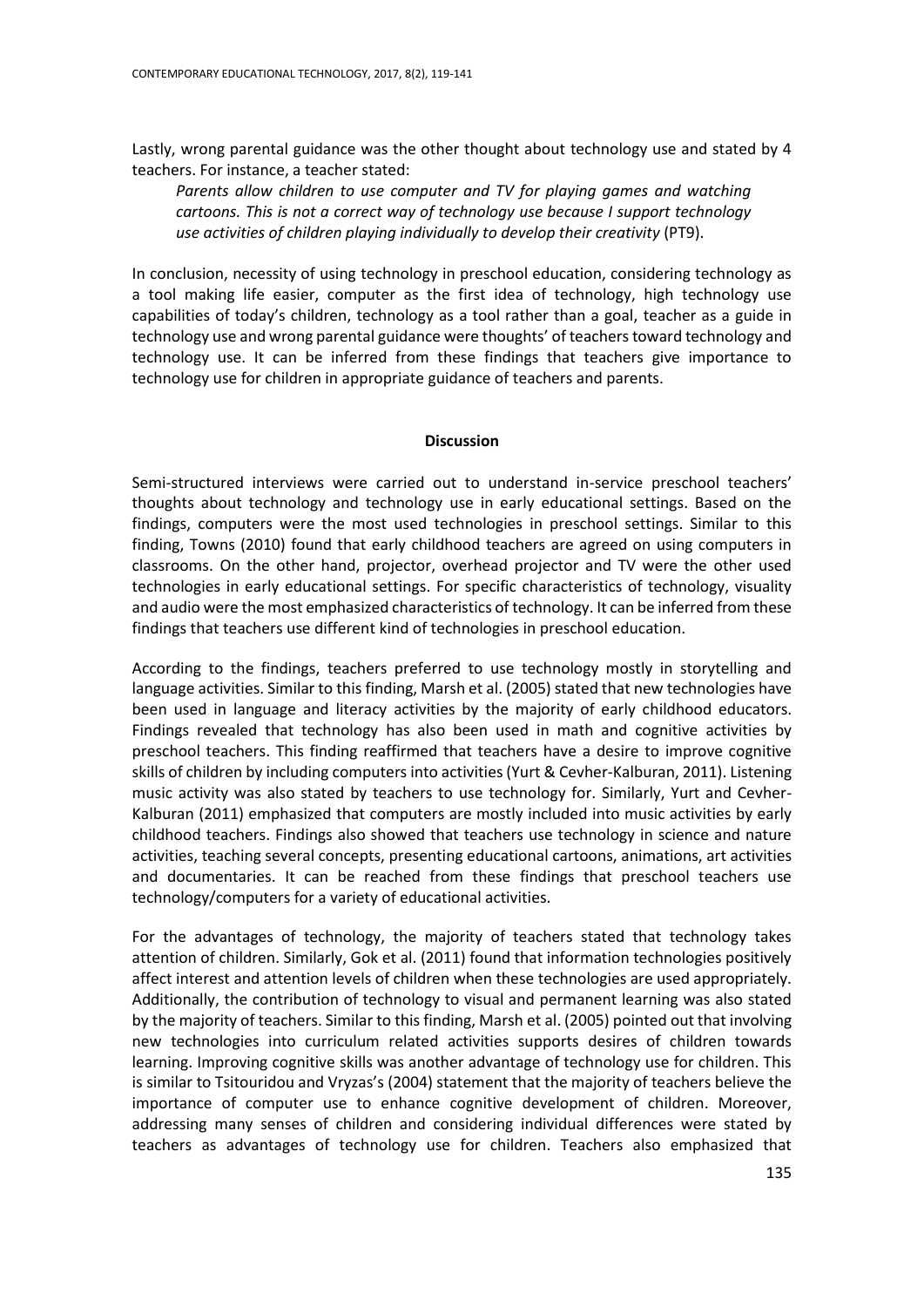Lastly, wrong parental guidance was the other thought about technology use and stated by 4 teachers. For instance, a teacher stated:

> *Parents allow children to use computer and TV for playing games and watching cartoons. This is not a correct way of technology use because I support technology use activities of children playing individually to develop their creativity* (PT9).

In conclusion, necessity of using technology in preschool education, considering technology as a tool making life easier, computer as the first idea of technology, high technology use capabilities of today's children, technology as a tool rather than a goal, teacher as a guide in technology use and wrong parental guidance were thoughts' of teachers toward technology and technology use. It can be inferred from these findings that teachers give importance to technology use for children in appropriate guidance of teachers and parents.

## Discussion

Semi-structured interviews were carried out to understand in-service preschool teachers' thoughts about technology and technology use in early educational settings. Based on the findings, computers were the most used technologies in preschool settings. Similar to this finding, Towns (2010) found that early childhood teachers are agreed on using computers in classrooms. On the other hand, projector, overhead projector and TV were the other used technologies in early educational settings. For specific characteristics of technology, visuality and audio were the most emphasized characteristics of technology. It can be inferred from these findings that teachers use different kind of technologies in preschool education.

According to the findings, teachers preferred to use technology mostly in storytelling and language activities. Similar to this finding, Marsh et al. (2005) stated that new technologies have been used in language and literacy activities by the majority of early childhood educators. Findings revealed that technology has also been used in math and cognitive activities by preschool teachers. This finding reaffirmed that teachers have a desire to improve cognitive skills of children by including computers into activities (Yurt & Cevher-Kalburan, 2011). Listening music activity was also stated by teachers to use technology for. Similarly, Yurt and Cevher-Kalburan (2011) emphasized that computers are mostly included into music activities by early childhood teachers. Findings also showed that teachers use technology in science and nature activities, teaching several concepts, presenting educational cartoons, animations, art activities and documentaries. It can be reached from these findings that preschool teachers use technology/computers for a variety of educational activities.

For the advantages of technology, the majority of teachers stated that technology takes attention of children. Similarly, Gok et al. (2011) found that information technologies positively affect interest and attention levels of children when these technologies are used appropriately. Additionally, the contribution of technology to visual and permanent learning was also stated by the majority of teachers. Similar to this finding, Marsh et al. (2005) pointed out that involving new technologies into curriculum related activities supports desires of children towards learning. Improving cognitive skills was another advantage of technology use for children. This is similar to Tsitouridou and Vryzas's (2004) statement that the majority of teachers believe the importance of computer use to enhance cognitive development of children. Moreover, addressing many senses of children and considering individual differences were stated by teachers as advantages of technology use for children. Teachers also emphasized that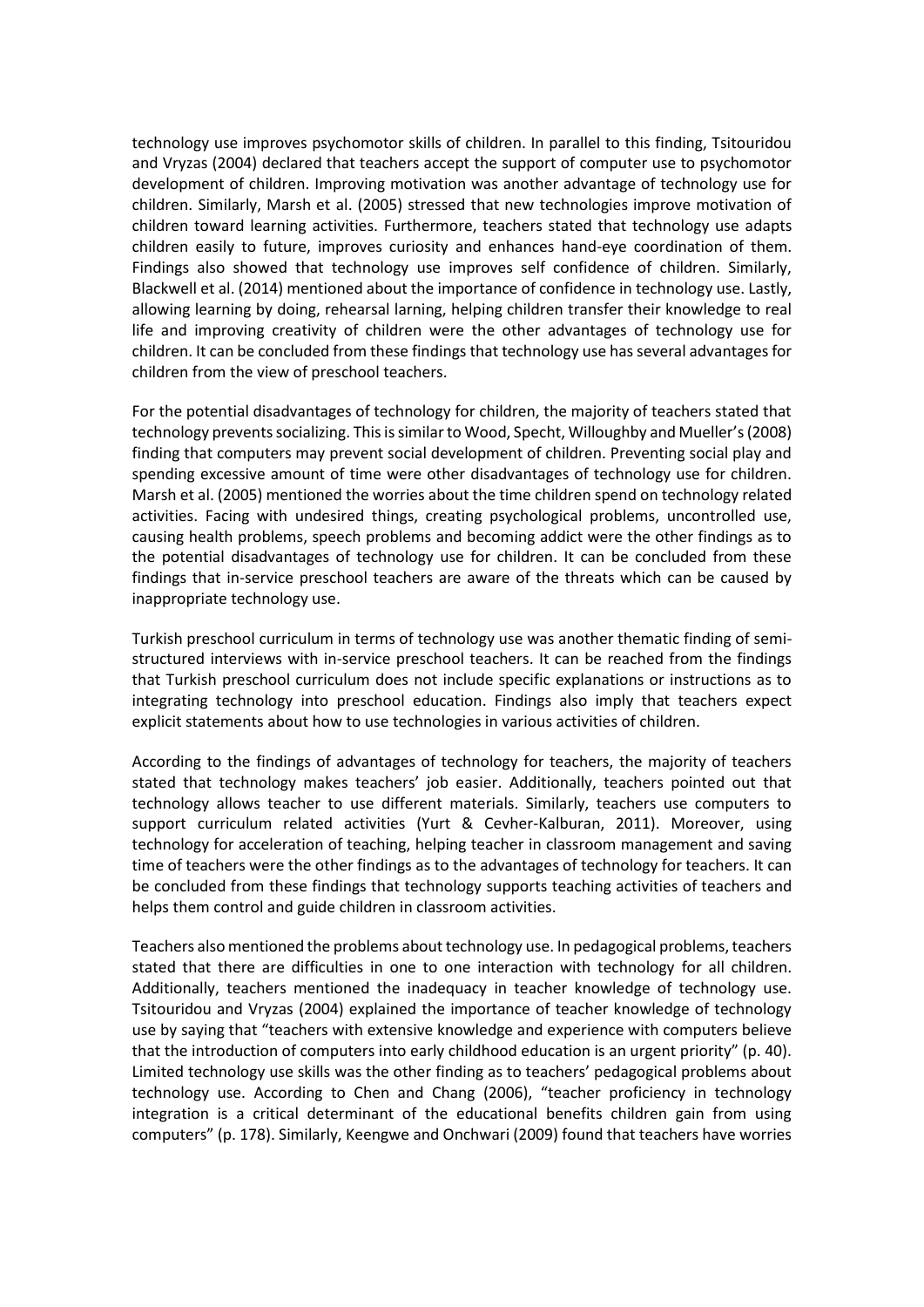technology use improves psychomotor skills of children. In parallel to this finding, Tsitouridou and Vryzas (2004) declared that teachers accept the support of computer use to psychomotor development of children. Improving motivation was another advantage of technology use for children. Similarly, Marsh et al. (2005) stressed that new technologies improve motivation of children toward learning activities. Furthermore, teachers stated that technology use adapts children easily to future, improves curiosity and enhances hand-eye coordination of them. Findings also showed that technology use improves self confidence of children. Similarly, Blackwell et al. (2014) mentioned about the importance of confidence in technology use. Lastly, allowing learning by doing, rehearsal larning, helping children transfer their knowledge to real life and improving creativity of children were the other advantages of technology use for children. It can be concluded from these findings that technology use has several advantages for children from the view of preschool teachers.

For the potential disadvantages of technology for children, the majority of teachers stated that technology prevents socializing. This is similar to Wood, Specht, Willoughby and Mueller's (2008) finding that computers may prevent social development of children. Preventing social play and spending excessive amount of time were other disadvantages of technology use for children. Marsh et al. (2005) mentioned the worries about the time children spend on technology related activities. Facing with undesired things, creating psychological problems, uncontrolled use, causing health problems, speech problems and becoming addict were the other findings as to the potential disadvantages of technology use for children. It can be concluded from these findings that in-service preschool teachers are aware of the threats which can be caused by inappropriate technology use.

Turkish preschool curriculum in terms of technology use was another thematic finding of semi-structured interviews with in-service preschool teachers. It can be reached from the findings that Turkish preschool curriculum does not include specific explanations or instructions as to integrating technology into preschool education. Findings also imply that teachers expect explicit statements about how to use technologies in various activities of children.

According to the findings of advantages of technology for teachers, the majority of teachers stated that technology makes teachers' job easier. Additionally, teachers pointed out that technology allows teacher to use different materials. Similarly, teachers use computers to support curriculum related activities (Yurt & Cevher-Kalburan, 2011). Moreover, using technology for acceleration of teaching, helping teacher in classroom management and saving time of teachers were the other findings as to the advantages of technology for teachers. It can be concluded from these findings that technology supports teaching activities of teachers and helps them control and guide children in classroom activities.

Teachers also mentioned the problems about technology use. In pedagogical problems, teachers stated that there are difficulties in one to one interaction with technology for all children. Additionally, teachers mentioned the inadequacy in teacher knowledge of technology use. Tsitouridou and Vryzas (2004) explained the importance of teacher knowledge of technology use by saying that "teachers with extensive knowledge and experience with computers believe that the introduction of computers into early childhood education is an urgent priority" (p. 40). Limited technology use skills was the other finding as to teachers' pedagogical problems about technology use. According to Chen and Chang (2006), "teacher proficiency in technology integration is a critical determinant of the educational benefits children gain from using computers" (p. 178). Similarly, Keengwe and Onchwari (2009) found that teachers have worries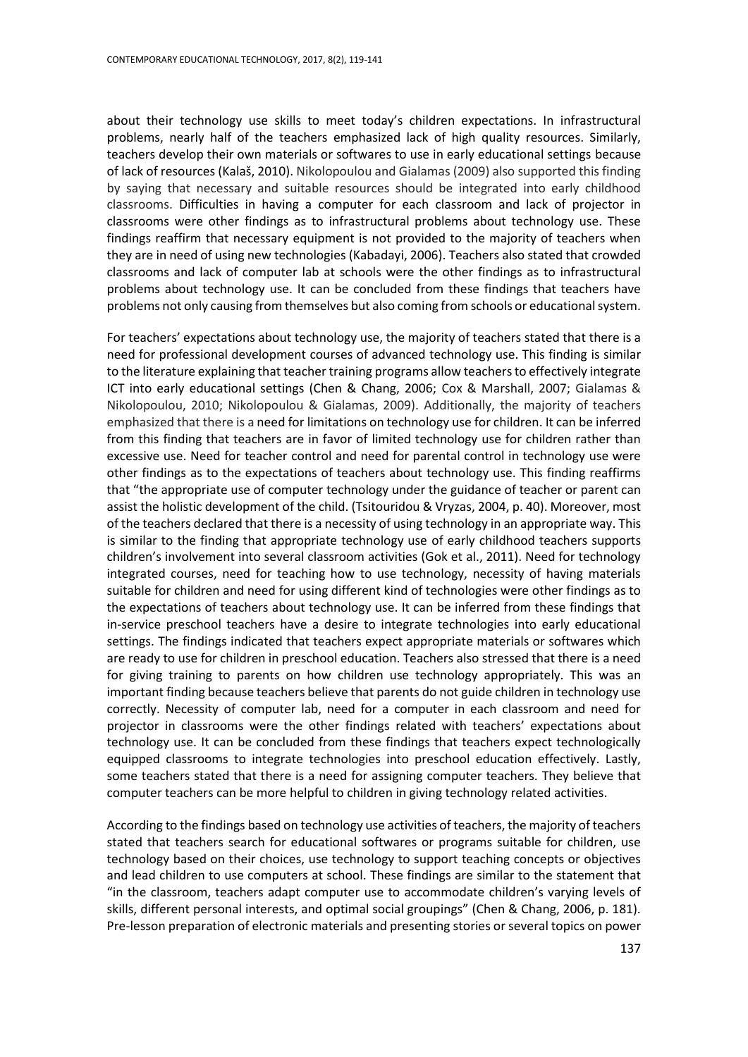about their technology use skills to meet today's children expectations. In infrastructural problems, nearly half of the teachers emphasized lack of high quality resources. Similarly, teachers develop their own materials or softwares to use in early educational settings because of lack of resources (Kalaš, 2010). Nikolopoulou and Gialamas (2009) also supported this finding by saying that necessary and suitable resources should be integrated into early childhood classrooms. Difficulties in having a computer for each classroom and lack of projector in classrooms were other findings as to infrastructural problems about technology use. These findings reaffirm that necessary equipment is not provided to the majority of teachers when they are in need of using new technologies (Kabadayi, 2006). Teachers also stated that crowded classrooms and lack of computer lab at schools were the other findings as to infrastructural problems about technology use. It can be concluded from these findings that teachers have problems not only causing from themselves but also coming from schools or educational system.

For teachers' expectations about technology use, the majority of teachers stated that there is a need for professional development courses of advanced technology use. This finding is similar to the literature explaining that teacher training programs allow teachers to effectively integrate ICT into early educational settings (Chen & Chang, 2006; Cox & Marshall, 2007; Gialamas & Nikolopoulou, 2010; Nikolopoulou & Gialamas, 2009). Additionally, the majority of teachers emphasized that there is a need for limitations on technology use for children. It can be inferred from this finding that teachers are in favor of limited technology use for children rather than excessive use. Need for teacher control and need for parental control in technology use were other findings as to the expectations of teachers about technology use. This finding reaffirms that "the appropriate use of computer technology under the guidance of teacher or parent can assist the holistic development of the child. (Tsitouridou & Vryzas, 2004, p. 40). Moreover, most of the teachers declared that there is a necessity of using technology in an appropriate way. This is similar to the finding that appropriate technology use of early childhood teachers supports children's involvement into several classroom activities (Gok et al., 2011). Need for technology integrated courses, need for teaching how to use technology, necessity of having materials suitable for children and need for using different kind of technologies were other findings as to the expectations of teachers about technology use. It can be inferred from these findings that in-service preschool teachers have a desire to integrate technologies into early educational settings. The findings indicated that teachers expect appropriate materials or softwares which are ready to use for children in preschool education. Teachers also stressed that there is a need for giving training to parents on how children use technology appropriately. This was an important finding because teachers believe that parents do not guide children in technology use correctly. Necessity of computer lab, need for a computer in each classroom and need for projector in classrooms were the other findings related with teachers' expectations about technology use. It can be concluded from these findings that teachers expect technologically equipped classrooms to integrate technologies into preschool education effectively. Lastly, some teachers stated that there is a need for assigning computer teachers. They believe that computer teachers can be more helpful to children in giving technology related activities.

According to the findings based on technology use activities of teachers, the majority of teachers stated that teachers search for educational softwares or programs suitable for children, use technology based on their choices, use technology to support teaching concepts or objectives and lead children to use computers at school. These findings are similar to the statement that "in the classroom, teachers adapt computer use to accommodate children's varying levels of skills, different personal interests, and optimal social groupings" (Chen & Chang, 2006, p. 181). Pre-lesson preparation of electronic materials and presenting stories or several topics on power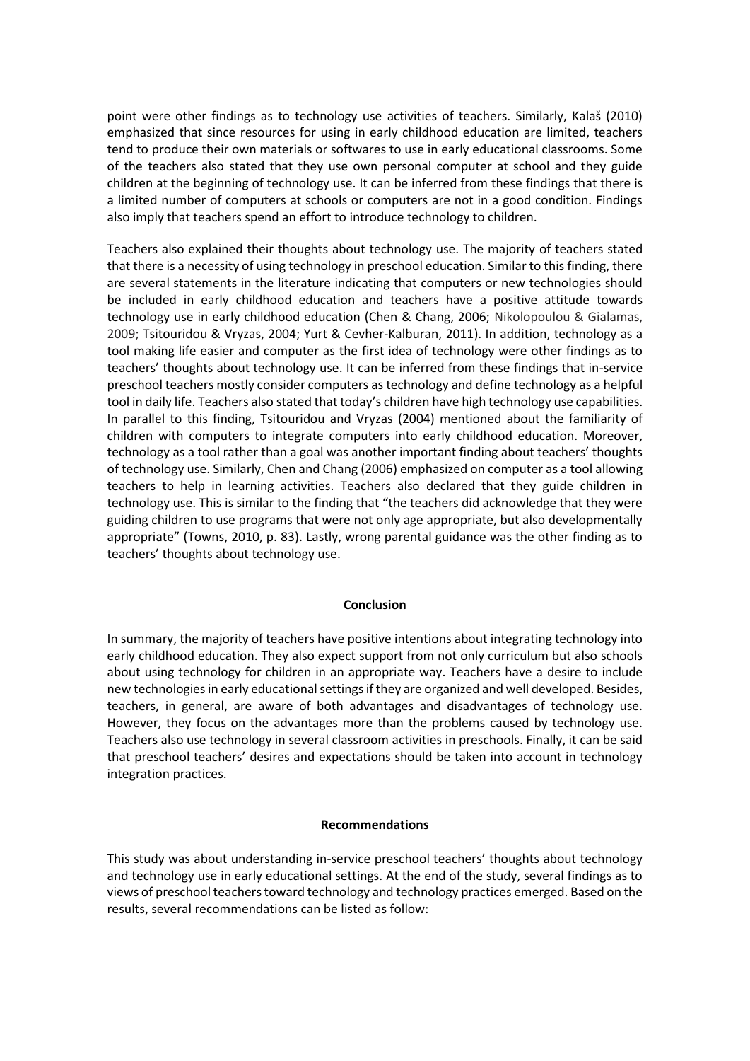point were other findings as to technology use activities of teachers. Similarly, Kalaš (2010) emphasized that since resources for using in early childhood education are limited, teachers tend to produce their own materials or softwares to use in early educational classrooms. Some of the teachers also stated that they use own personal computer at school and they guide children at the beginning of technology use. It can be inferred from these findings that there is a limited number of computers at schools or computers are not in a good condition. Findings also imply that teachers spend an effort to introduce technology to children.

Teachers also explained their thoughts about technology use. The majority of teachers stated that there is a necessity of using technology in preschool education. Similar to this finding, there are several statements in the literature indicating that computers or new technologies should be included in early childhood education and teachers have a positive attitude towards technology use in early childhood education (Chen & Chang, 2006; Nikolopoulou & Gialamas, 2009; Tsitouridou & Vryzas, 2004; Yurt & Cevher-Kalburan, 2011). In addition, technology as a tool making life easier and computer as the first idea of technology were other findings as to teachers' thoughts about technology use. It can be inferred from these findings that in-service preschool teachers mostly consider computers as technology and define technology as a helpful tool in daily life. Teachers also stated that today's children have high technology use capabilities. In parallel to this finding, Tsitouridou and Vryzas (2004) mentioned about the familiarity of children with computers to integrate computers into early childhood education. Moreover, technology as a tool rather than a goal was another important finding about teachers' thoughts of technology use. Similarly, Chen and Chang (2006) emphasized on computer as a tool allowing teachers to help in learning activities. Teachers also declared that they guide children in technology use. This is similar to the finding that "the teachers did acknowledge that they were guiding children to use programs that were not only age appropriate, but also developmentally appropriate" (Towns, 2010, p. 83). Lastly, wrong parental guidance was the other finding as to teachers' thoughts about technology use.

## Conclusion

In summary, the majority of teachers have positive intentions about integrating technology into early childhood education. They also expect support from not only curriculum but also schools about using technology for children in an appropriate way. Teachers have a desire to include new technologies in early educational settings if they are organized and well developed. Besides, teachers, in general, are aware of both advantages and disadvantages of technology use. However, they focus on the advantages more than the problems caused by technology use. Teachers also use technology in several classroom activities in preschools. Finally, it can be said that preschool teachers' desires and expectations should be taken into account in technology integration practices.

## Recommendations

This study was about understanding in-service preschool teachers' thoughts about technology and technology use in early educational settings. At the end of the study, several findings as to views of preschool teachers toward technology and technology practices emerged. Based on the results, several recommendations can be listed as follow: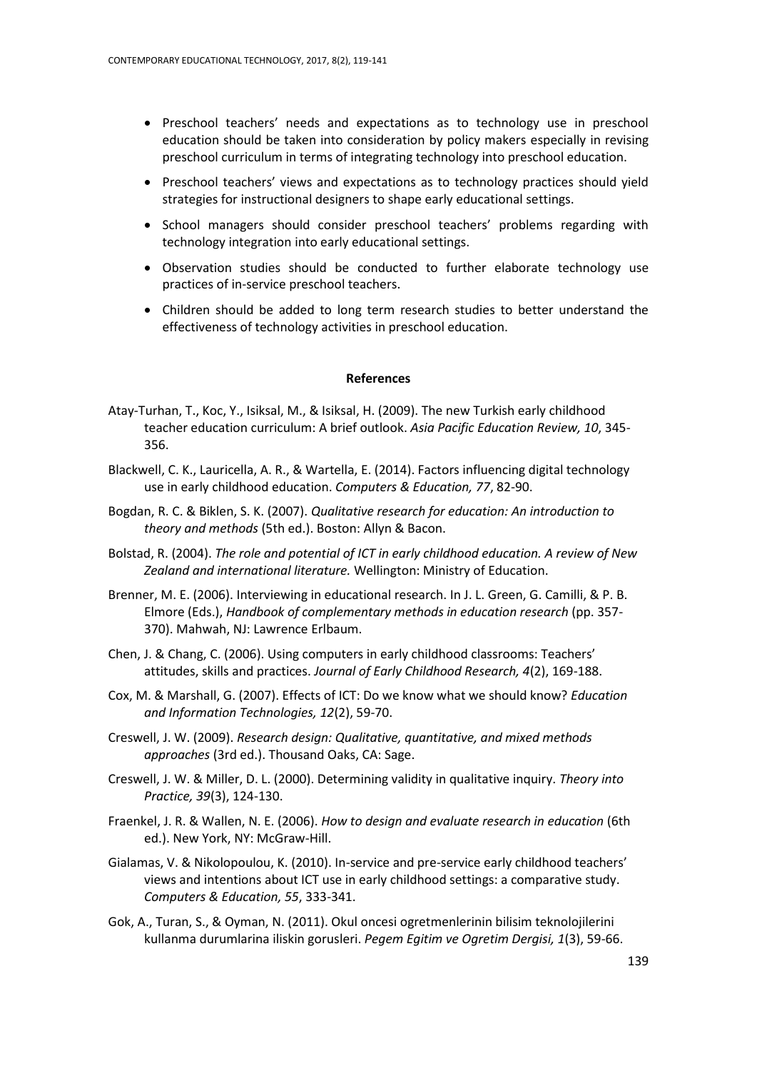- Preschool teachers' needs and expectations as to technology use in preschool education should be taken into consideration by policy makers especially in revising preschool curriculum in terms of integrating technology into preschool education.
- Preschool teachers' views and expectations as to technology practices should yield strategies for instructional designers to shape early educational settings.
- School managers should consider preschool teachers' problems regarding with technology integration into early educational settings.
- Observation studies should be conducted to further elaborate technology use practices of in-service preschool teachers.
- Children should be added to long term research studies to better understand the effectiveness of technology activities in preschool education.

## References

Atay-Turhan, T., Koc, Y., Isiksal, M., & Isiksal, H. (2009). The new Turkish early childhood teacher education curriculum: A brief outlook. *Asia Pacific Education Review, 10*, 345-356.

Blackwell, C. K., Lauricella, A. R., & Wartella, E. (2014). Factors influencing digital technology use in early childhood education. *Computers & Education, 77*, 82-90.

Bogdan, R. C. & Biklen, S. K. (2007). *Qualitative research for education: An introduction to theory and methods* (5th ed.). Boston: Allyn & Bacon.

Bolstad, R. (2004). *The role and potential of ICT in early childhood education. A review of New Zealand and international literature.* Wellington: Ministry of Education.

Brenner, M. E. (2006). Interviewing in educational research. In J. L. Green, G. Camilli, & P. B. Elmore (Eds.), *Handbook of complementary methods in education research* (pp. 357-370). Mahwah, NJ: Lawrence Erlbaum.

Chen, J. & Chang, C. (2006). Using computers in early childhood classrooms: Teachers' attitudes, skills and practices. *Journal of Early Childhood Research, 4*(2), 169-188.

Cox, M. & Marshall, G. (2007). Effects of ICT: Do we know what we should know? *Education and Information Technologies, 12*(2), 59-70.

Creswell, J. W. (2009). *Research design: Qualitative, quantitative, and mixed methods approaches* (3rd ed.). Thousand Oaks, CA: Sage.

Creswell, J. W. & Miller, D. L. (2000). Determining validity in qualitative inquiry. *Theory into Practice, 39*(3), 124-130.

Fraenkel, J. R. & Wallen, N. E. (2006). *How to design and evaluate research in education* (6th ed.). New York, NY: McGraw-Hill.

Gialamas, V. & Nikolopoulou, K. (2010). In-service and pre-service early childhood teachers' views and intentions about ICT use in early childhood settings: a comparative study. *Computers & Education, 55*, 333-341.

Gok, A., Turan, S., & Oyman, N. (2011). Okul oncesi ogretmenlerinin bilisim teknolojilerini kullanma durumlarina iliskin gorusleri. *Pegem Egitim ve Ogretim Dergisi, 1*(3), 59-66.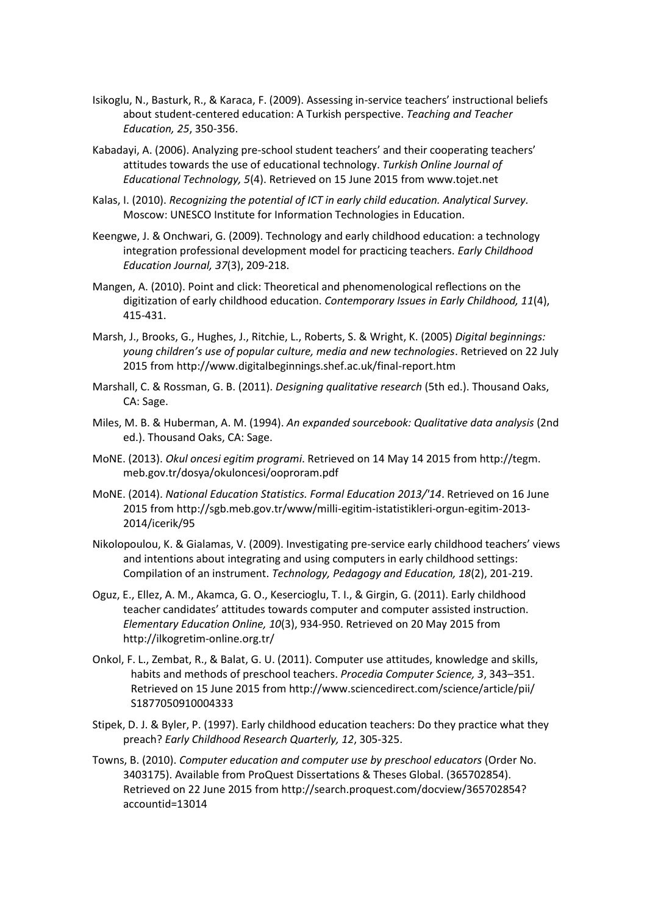Isikoglu, N., Basturk, R., & Karaca, F. (2009). Assessing in-service teachers' instructional beliefs about student-centered education: A Turkish perspective. *Teaching and Teacher Education, 25*, 350-356.

Kabadayi, A. (2006). Analyzing pre-school student teachers' and their cooperating teachers' attitudes towards the use of educational technology. *Turkish Online Journal of Educational Technology, 5*(4). Retrieved on 15 June 2015 from www.tojet.net

Kalas, I. (2010). *Recognizing the potential of ICT in early child education. Analytical Survey.* Moscow: UNESCO Institute for Information Technologies in Education.

Keengwe, J. & Onchwari, G. (2009). Technology and early childhood education: a technology integration professional development model for practicing teachers. *Early Childhood Education Journal, 37*(3), 209-218.

Mangen, A. (2010). Point and click: Theoretical and phenomenological reflections on the digitization of early childhood education. *Contemporary Issues in Early Childhood, 11*(4), 415-431.

Marsh, J., Brooks, G., Hughes, J., Ritchie, L., Roberts, S. & Wright, K. (2005) *Digital beginnings: young children's use of popular culture, media and new technologies*. Retrieved on 22 July 2015 from http://www.digitalbeginnings.shef.ac.uk/final-report.htm

Marshall, C. & Rossman, G. B. (2011). *Designing qualitative research* (5th ed.). Thousand Oaks, CA: Sage.

Miles, M. B. & Huberman, A. M. (1994). *An expanded sourcebook: Qualitative data analysis* (2nd ed.). Thousand Oaks, CA: Sage.

MoNE. (2013). *Okul oncesi egitim programi*. Retrieved on 14 May 14 2015 from http://tegm.meb.gov.tr/dosya/okuloncesi/ooproram.pdf

MoNE. (2014). *National Education Statistics. Formal Education 2013/'14*. Retrieved on 16 June 2015 from http://sgb.meb.gov.tr/www/milli-egitim-istatistikleri-orgun-egitim-2013-2014/icerik/95

Nikolopoulou, K. & Gialamas, V. (2009). Investigating pre-service early childhood teachers' views and intentions about integrating and using computers in early childhood settings: Compilation of an instrument. *Technology, Pedagogy and Education, 18*(2), 201-219.

Oguz, E., Ellez, A. M., Akamca, G. O., Kesercioglu, T. I., & Girgin, G. (2011). Early childhood teacher candidates' attitudes towards computer and computer assisted instruction. *Elementary Education Online, 10*(3), 934-950. Retrieved on 20 May 2015 from http://ilkogretim-online.org.tr/

Onkol, F. L., Zembat, R., & Balat, G. U. (2011). Computer use attitudes, knowledge and skills, habits and methods of preschool teachers. *Procedia Computer Science, 3*, 343–351. Retrieved on 15 June 2015 from http://www.sciencedirect.com/science/article/pii/S1877050910004333

Stipek, D. J. & Byler, P. (1997). Early childhood education teachers: Do they practice what they preach? *Early Childhood Research Quarterly, 12*, 305-325.

Towns, B. (2010). *Computer education and computer use by preschool educators* (Order No. 3403175). Available from ProQuest Dissertations & Theses Global. (365702854). Retrieved on 22 June 2015 from http://search.proquest.com/docview/365702854?accountid=13014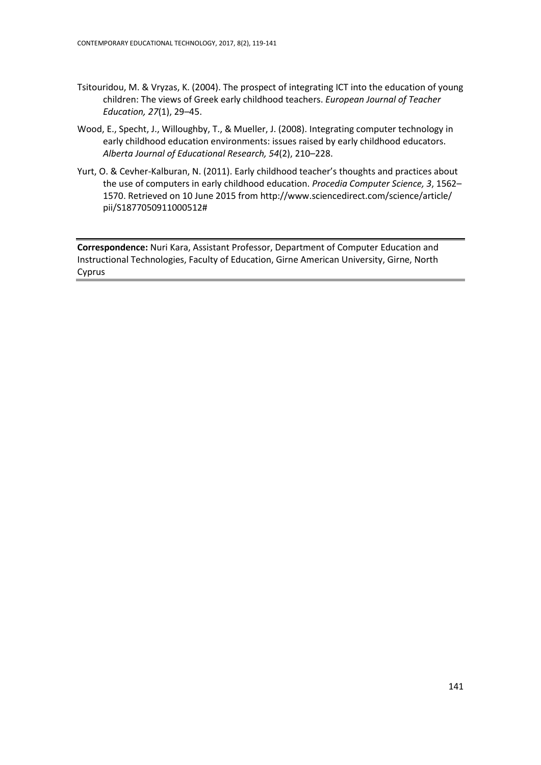Tsitouridou, M. & Vryzas, K. (2004). The prospect of integrating ICT into the education of young children: The views of Greek early childhood teachers. *European Journal of Teacher Education, 27*(1), 29–45.

Wood, E., Specht, J., Willoughby, T., & Mueller, J. (2008). Integrating computer technology in early childhood education environments: issues raised by early childhood educators. *Alberta Journal of Educational Research, 54*(2), 210–228.

Yurt, O. & Cevher-Kalburan, N. (2011). Early childhood teacher's thoughts and practices about the use of computers in early childhood education. *Procedia Computer Science, 3*, 1562–1570. Retrieved on 10 June 2015 from http://www.sciencedirect.com/science/article/pii/S1877050911000512#

---

**Correspondence:** Nuri Kara, Assistant Professor, Department of Computer Education and Instructional Technologies, Faculty of Education, Girne American University, Girne, North Cyprus